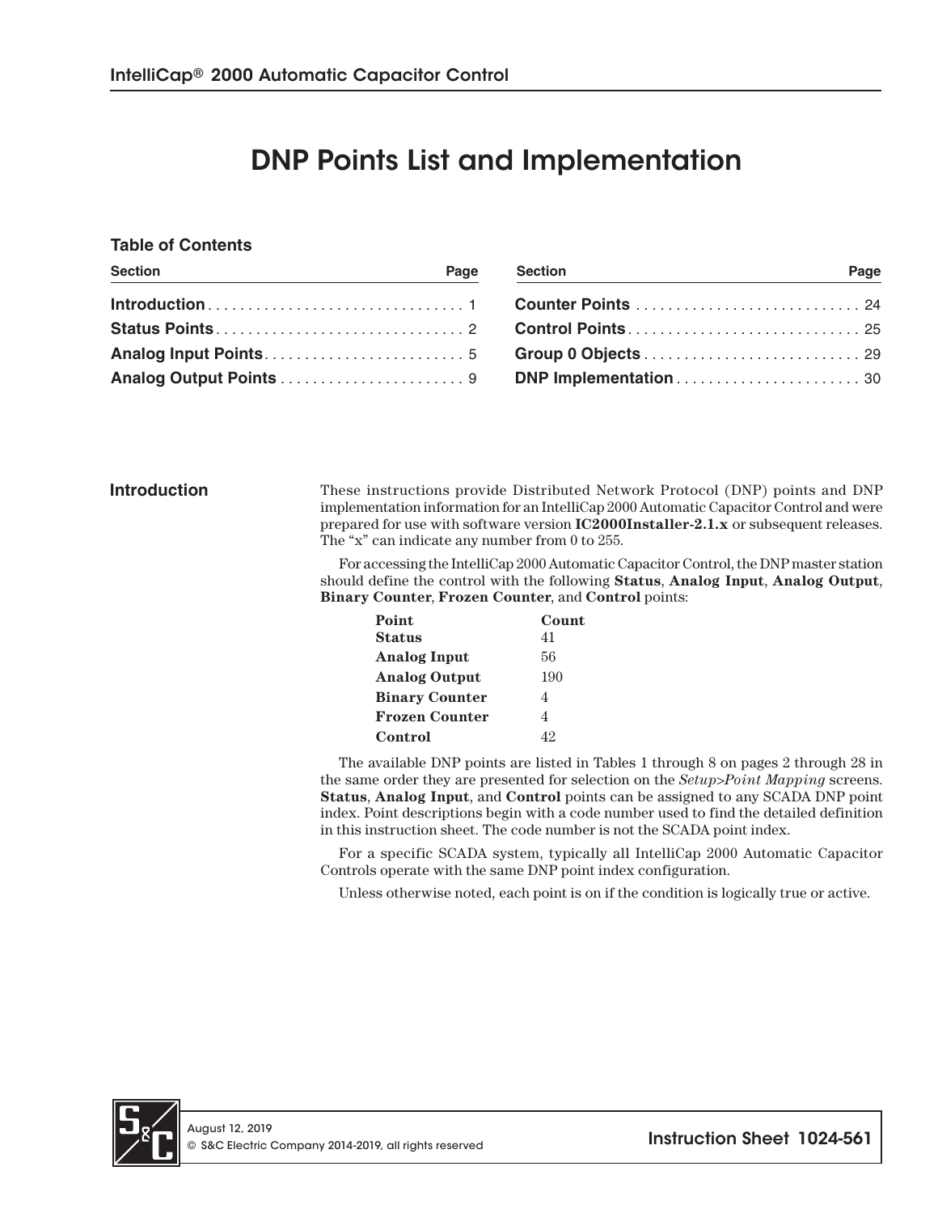# DNP Points List and Implementation

### Table of Contents

| Section | Page |
|---|---|
| **Introduction** | 1 |
| **Status Points** | 2 |
| **Analog Input Points** | 5 |
| **Analog Output Points** | 9 |
| **Counter Points** | 24 |
| **Control Points** | 25 |
| **Group 0 Objects** | 29 |
| **DNP Implementation** | 30 |

## Introduction

These instructions provide Distributed Network Protocol (DNP) points and DNP implementation information for an IntelliCap 2000 Automatic Capacitor Control and were prepared for use with software version **IC2000Installer-2.1.x** or subsequent releases. The "x" can indicate any number from 0 to 255.

For accessing the IntelliCap 2000 Automatic Capacitor Control, the DNP master station should define the control with the following **Status**, **Analog Input**, **Analog Output**, **Binary Counter**, **Frozen Counter**, and **Control** points:

| Point | Count |
|---|---|
| **Status** | 41 |
| **Analog Input** | 56 |
| **Analog Output** | 190 |
| **Binary Counter** | 4 |
| **Frozen Counter** | 4 |
| **Control** | 42 |

The available DNP points are listed in Tables 1 through 8 on pages 2 through 28 in the same order they are presented for selection on the *Setup>Point Mapping* screens. **Status**, **Analog Input**, and **Control** points can be assigned to any SCADA DNP point index. Point descriptions begin with a code number used to find the detailed definition in this instruction sheet. The code number is not the SCADA point index.

For a specific SCADA system, typically all IntelliCap 2000 Automatic Capacitor Controls operate with the same DNP point index configuration.

Unless otherwise noted, each point is on if the condition is logically true or active.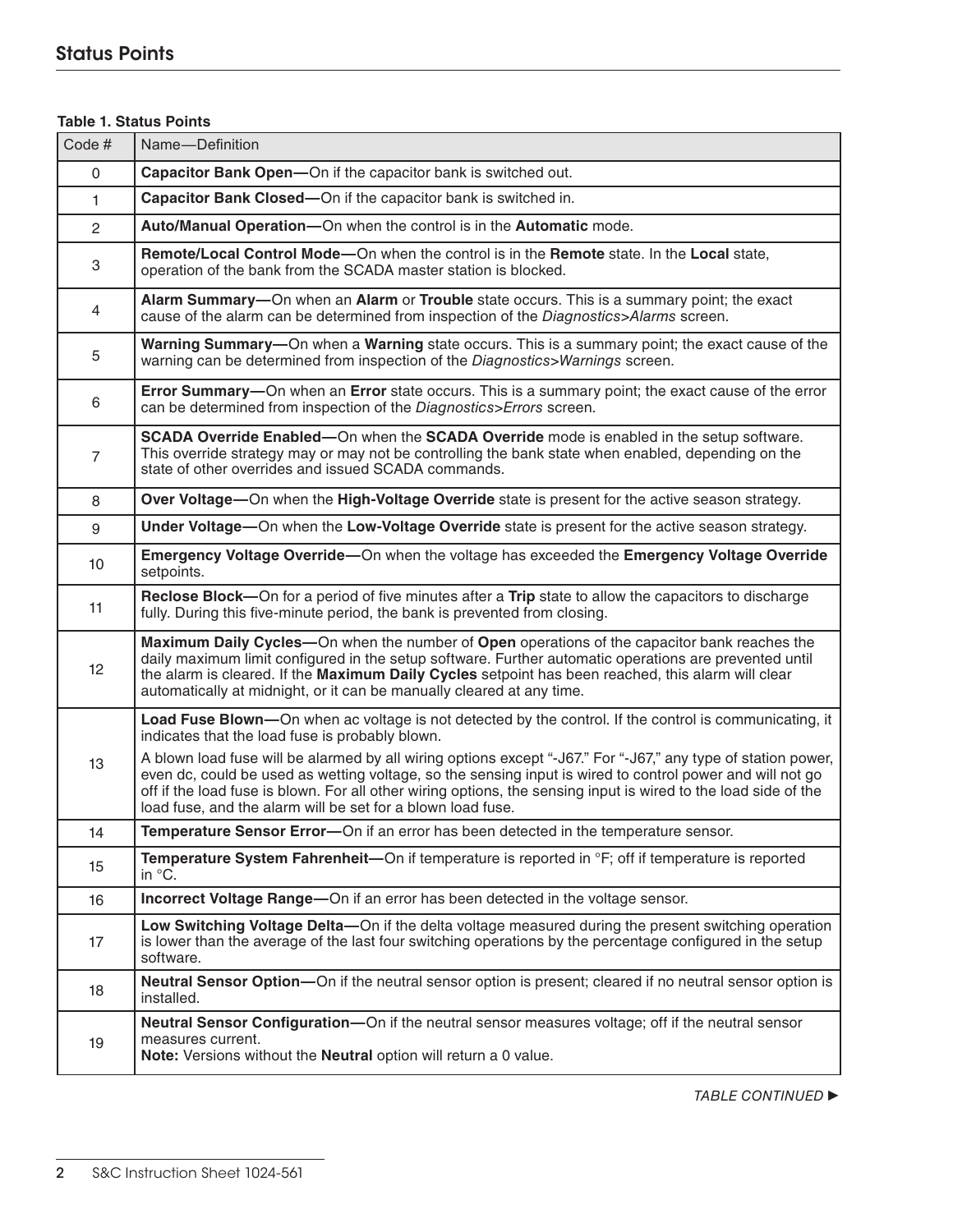## Status Points

**Table 1. Status Points**

| Code # | Name—Definition |
|---|---|
| 0 | **Capacitor Bank Open—**On if the capacitor bank is switched out. |
| 1 | **Capacitor Bank Closed—**On if the capacitor bank is switched in. |
| 2 | **Auto/Manual Operation—**On when the control is in the **Automatic** mode. |
| 3 | **Remote/Local Control Mode—**On when the control is in the **Remote** state. In the **Local** state, operation of the bank from the SCADA master station is blocked. |
| 4 | **Alarm Summary—**On when an **Alarm** or **Trouble** state occurs. This is a summary point; the exact cause of the alarm can be determined from inspection of the *Diagnostics>Alarms* screen. |
| 5 | **Warning Summary—**On when a **Warning** state occurs. This is a summary point; the exact cause of the warning can be determined from inspection of the *Diagnostics>Warnings* screen. |
| 6 | **Error Summary—**On when an **Error** state occurs. This is a summary point; the exact cause of the error can be determined from inspection of the *Diagnostics>Errors* screen. |
| 7 | **SCADA Override Enabled—**On when the **SCADA Override** mode is enabled in the setup software. This override strategy may or may not be controlling the bank state when enabled, depending on the state of other overrides and issued SCADA commands. |
| 8 | **Over Voltage—**On when the **High-Voltage Override** state is present for the active season strategy. |
| 9 | **Under Voltage—**On when the **Low-Voltage Override** state is present for the active season strategy. |
| 10 | **Emergency Voltage Override—**On when the voltage has exceeded the **Emergency Voltage Override** setpoints. |
| 11 | **Reclose Block—**On for a period of five minutes after a **Trip** state to allow the capacitors to discharge fully. During this five-minute period, the bank is prevented from closing. |
| 12 | **Maximum Daily Cycles—**On when the number of **Open** operations of the capacitor bank reaches the daily maximum limit configured in the setup software. Further automatic operations are prevented until the alarm is cleared. If the **Maximum Daily Cycles** setpoint has been reached, this alarm will clear automatically at midnight, or it can be manually cleared at any time. |
| 13 | **Load Fuse Blown—**On when ac voltage is not detected by the control. If the control is communicating, it indicates that the load fuse is probably blown.<br><br>A blown load fuse will be alarmed by all wiring options except "-J67." For "-J67," any type of station power, even dc, could be used as wetting voltage, so the sensing input is wired to control power and will not go off if the load fuse is blown. For all other wiring options, the sensing input is wired to the load side of the load fuse, and the alarm will be set for a blown load fuse. |
| 14 | **Temperature Sensor Error—**On if an error has been detected in the temperature sensor. |
| 15 | **Temperature System Fahrenheit—**On if temperature is reported in °F; off if temperature is reported in °C. |
| 16 | **Incorrect Voltage Range—**On if an error has been detected in the voltage sensor. |
| 17 | **Low Switching Voltage Delta—**On if the delta voltage measured during the present switching operation is lower than the average of the last four switching operations by the percentage configured in the setup software. |
| 18 | **Neutral Sensor Option—**On if the neutral sensor option is present; cleared if no neutral sensor option is installed. |
| 19 | **Neutral Sensor Configuration—**On if the neutral sensor measures voltage; off if the neutral sensor measures current.<br>**Note:** Versions without the **Neutral** option will return a 0 value. |

*TABLE CONTINUED ►*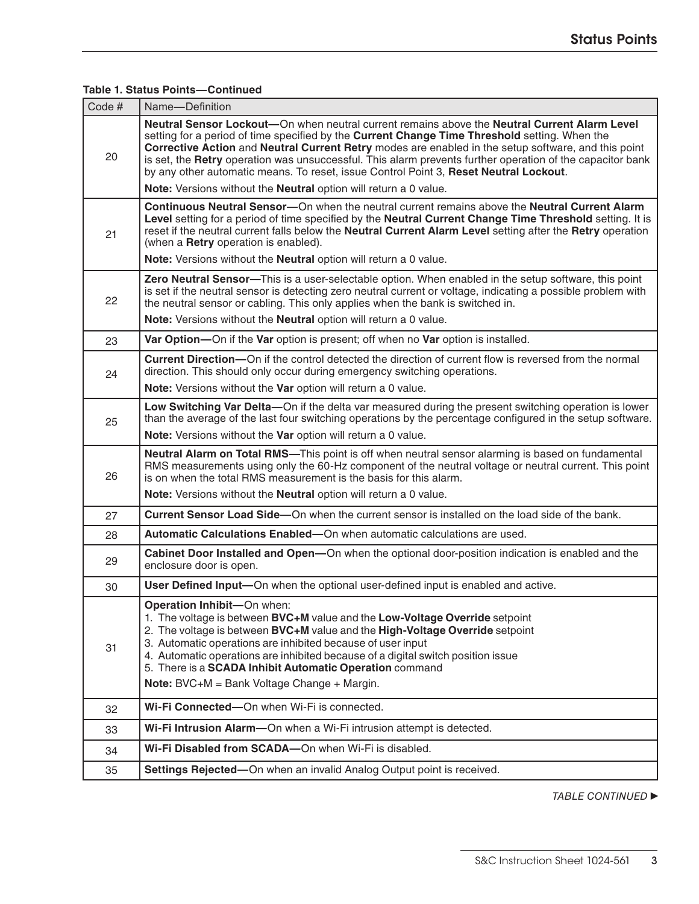**Table 1. Status Points—Continued**

| Code # | Name—Definition |
|---|---|
| 20 | **Neutral Sensor Lockout—**On when neutral current remains above the **Neutral Current Alarm Level** setting for a period of time specified by the **Current Change Time Threshold** setting. When the **Corrective Action** and **Neutral Current Retry** modes are enabled in the setup software, and this point is set, the **Retry** operation was unsuccessful. This alarm prevents further operation of the capacitor bank by any other automatic means. To reset, issue Control Point 3, **Reset Neutral Lockout**.<br>**Note:** Versions without the **Neutral** option will return a 0 value. |
| 21 | **Continuous Neutral Sensor—**On when the neutral current remains above the **Neutral Current Alarm Level** setting for a period of time specified by the **Neutral Current Change Time Threshold** setting. It is reset if the neutral current falls below the **Neutral Current Alarm Level** setting after the **Retry** operation (when a **Retry** operation is enabled).<br>**Note:** Versions without the **Neutral** option will return a 0 value. |
| 22 | **Zero Neutral Sensor—**This is a user-selectable option. When enabled in the setup software, this point is set if the neutral sensor is detecting zero neutral current or voltage, indicating a possible problem with the neutral sensor or cabling. This only applies when the bank is switched in.<br>**Note:** Versions without the **Neutral** option will return a 0 value. |
| 23 | **Var Option—**On if the **Var** option is present; off when no **Var** option is installed. |
| 24 | **Current Direction—**On if the control detected the direction of current flow is reversed from the normal direction. This should only occur during emergency switching operations.<br>**Note:** Versions without the **Var** option will return a 0 value. |
| 25 | **Low Switching Var Delta—**On if the delta var measured during the present switching operation is lower than the average of the last four switching operations by the percentage configured in the setup software.<br>**Note:** Versions without the **Var** option will return a 0 value. |
| 26 | **Neutral Alarm on Total RMS—**This point is off when neutral sensor alarming is based on fundamental RMS measurements using only the 60-Hz component of the neutral voltage or neutral current. This point is on when the total RMS measurement is the basis for this alarm.<br>**Note:** Versions without the **Neutral** option will return a 0 value. |
| 27 | **Current Sensor Load Side—**On when the current sensor is installed on the load side of the bank. |
| 28 | **Automatic Calculations Enabled—**On when automatic calculations are used. |
| 29 | **Cabinet Door Installed and Open—**On when the optional door-position indication is enabled and the enclosure door is open. |
| 30 | **User Defined Input—**On when the optional user-defined input is enabled and active. |
| 31 | **Operation Inhibit—**On when:<br>1. The voltage is between **BVC+M** value and the **Low-Voltage Override** setpoint<br>2. The voltage is between **BVC+M** value and the **High-Voltage Override** setpoint<br>3. Automatic operations are inhibited because of user input<br>4. Automatic operations are inhibited because of a digital switch position issue<br>5. There is a **SCADA Inhibit Automatic Operation** command<br>**Note:** BVC+M = Bank Voltage Change + Margin. |
| 32 | **Wi-Fi Connected—**On when Wi-Fi is connected. |
| 33 | **Wi-Fi Intrusion Alarm—**On when a Wi-Fi intrusion attempt is detected. |
| 34 | **Wi-Fi Disabled from SCADA—**On when Wi-Fi is disabled. |
| 35 | **Settings Rejected—**On when an invalid Analog Output point is received. |

*TABLE CONTINUED ►*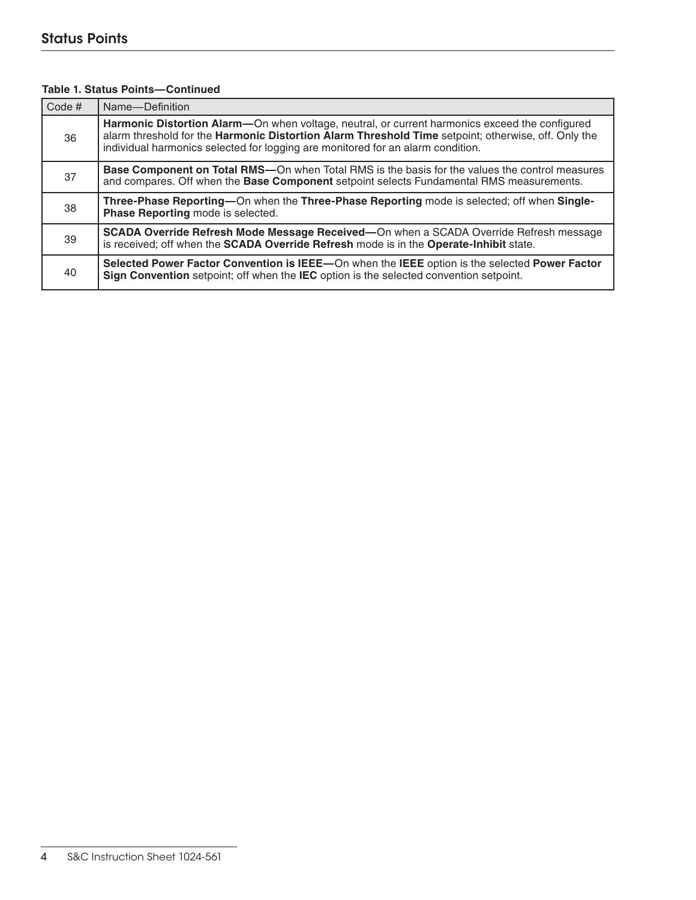## Status Points

**Table 1. Status Points—Continued**

| Code # | Name—Definition |
|---|---|
| 36 | **Harmonic Distortion Alarm—**On when voltage, neutral, or current harmonics exceed the configured alarm threshold for the **Harmonic Distortion Alarm Threshold Time** setpoint; otherwise, off. Only the individual harmonics selected for logging are monitored for an alarm condition. |
| 37 | **Base Component on Total RMS—**On when Total RMS is the basis for the values the control measures and compares. Off when the **Base Component** setpoint selects Fundamental RMS measurements. |
| 38 | **Three-Phase Reporting—**On when the **Three-Phase Reporting** mode is selected; off when **Single-Phase Reporting** mode is selected. |
| 39 | **SCADA Override Refresh Mode Message Received—**On when a SCADA Override Refresh message is received; off when the **SCADA Override Refresh** mode is in the **Operate-Inhibit** state. |
| 40 | **Selected Power Factor Convention is IEEE—**On when the **IEEE** option is the selected **Power Factor Sign Convention** setpoint; off when the **IEC** option is the selected convention setpoint. |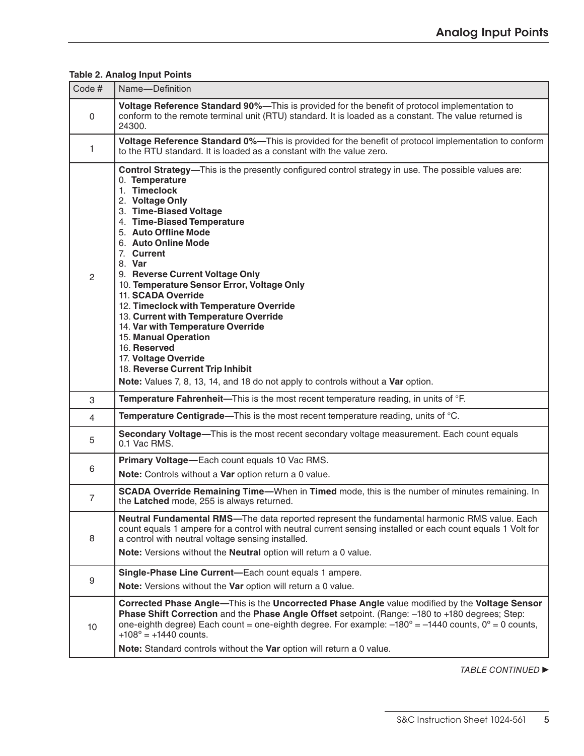**Table 2. Analog Input Points**

| Code # | Name—Definition |
|---|---|
| 0 | **Voltage Reference Standard 90%—**This is provided for the benefit of protocol implementation to conform to the remote terminal unit (RTU) standard. It is loaded as a constant. The value returned is 24300. |
| 1 | **Voltage Reference Standard 0%—**This is provided for the benefit of protocol implementation to conform to the RTU standard. It is loaded as a constant with the value zero. |
| 2 | **Control Strategy—**This is the presently configured control strategy in use. The possible values are:<br>0. **Temperature**<br>1. **Timeclock**<br>2. **Voltage Only**<br>3. **Time-Biased Voltage**<br>4. **Time-Biased Temperature**<br>5. **Auto Offline Mode**<br>6. **Auto Online Mode**<br>7. **Current**<br>8. **Var**<br>9. **Reverse Current Voltage Only**<br>10. **Temperature Sensor Error, Voltage Only**<br>11. **SCADA Override**<br>12. **Timeclock with Temperature Override**<br>13. **Current with Temperature Override**<br>14. **Var with Temperature Override**<br>15. **Manual Operation**<br>16. **Reserved**<br>17. **Voltage Override**<br>18. **Reverse Current Trip Inhibit**<br>**Note:** Values 7, 8, 13, 14, and 18 do not apply to controls without a **Var** option. |
| 3 | **Temperature Fahrenheit—**This is the most recent temperature reading, in units of °F. |
| 4 | **Temperature Centigrade—**This is the most recent temperature reading, units of °C. |
| 5 | **Secondary Voltage—**This is the most recent secondary voltage measurement. Each count equals 0.1 Vac RMS. |
| 6 | **Primary Voltage—**Each count equals 10 Vac RMS.<br>**Note:** Controls without a **Var** option return a 0 value. |
| 7 | **SCADA Override Remaining Time—**When in **Timed** mode, this is the number of minutes remaining. In the **Latched** mode, 255 is always returned. |
| 8 | **Neutral Fundamental RMS—**The data reported represent the fundamental harmonic RMS value. Each count equals 1 ampere for a control with neutral current sensing installed or each count equals 1 Volt for a control with neutral voltage sensing installed.<br>**Note:** Versions without the **Neutral** option will return a 0 value. |
| 9 | **Single-Phase Line Current—**Each count equals 1 ampere.<br>**Note:** Versions without the **Var** option will return a 0 value. |
| 10 | **Corrected Phase Angle—**This is the **Uncorrected Phase Angle** value modified by the **Voltage Sensor Phase Shift Correction** and the **Phase Angle Offset** setpoint. (Range: –180 to +180 degrees; Step: one-eighth degree) Each count = one-eighth degree. For example: –180° = –1440 counts, 0° = 0 counts, +108° = +1440 counts.<br>**Note:** Standard controls without the **Var** option will return a 0 value. |

*TABLE CONTINUED ►*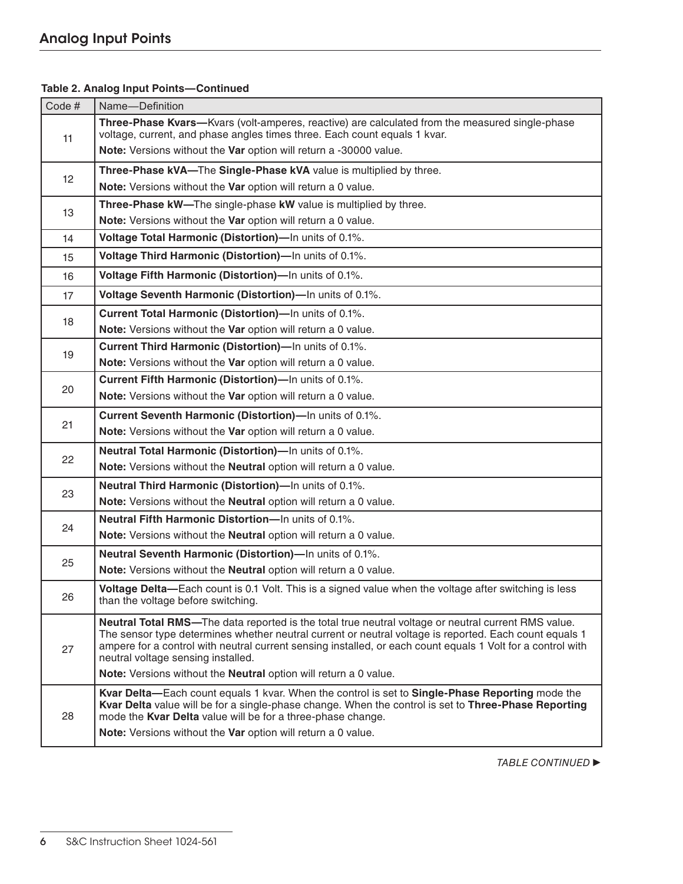**Table 2. Analog Input Points—Continued**

| Code # | Name—Definition |
|---|---|
| 11 | **Three-Phase Kvars—**Kvars (volt-amperes, reactive) are calculated from the measured single-phase voltage, current, and phase angles times three. Each count equals 1 kvar.<br>**Note:** Versions without the **Var** option will return a -30000 value. |
| 12 | **Three-Phase kVA—**The **Single-Phase kVA** value is multiplied by three.<br>**Note:** Versions without the **Var** option will return a 0 value. |
| 13 | **Three-Phase kW—**The single-phase **kW** value is multiplied by three.<br>**Note:** Versions without the **Var** option will return a 0 value. |
| 14 | **Voltage Total Harmonic (Distortion)—**In units of 0.1%. |
| 15 | **Voltage Third Harmonic (Distortion)—**In units of 0.1%. |
| 16 | **Voltage Fifth Harmonic (Distortion)—**In units of 0.1%. |
| 17 | **Voltage Seventh Harmonic (Distortion)—**In units of 0.1%. |
| 18 | **Current Total Harmonic (Distortion)—**In units of 0.1%.<br>**Note:** Versions without the **Var** option will return a 0 value. |
| 19 | **Current Third Harmonic (Distortion)—**In units of 0.1%.<br>**Note:** Versions without the **Var** option will return a 0 value. |
| 20 | **Current Fifth Harmonic (Distortion)—**In units of 0.1%.<br>**Note:** Versions without the **Var** option will return a 0 value. |
| 21 | **Current Seventh Harmonic (Distortion)—**In units of 0.1%.<br>**Note:** Versions without the **Var** option will return a 0 value. |
| 22 | **Neutral Total Harmonic (Distortion)—**In units of 0.1%.<br>**Note:** Versions without the **Neutral** option will return a 0 value. |
| 23 | **Neutral Third Harmonic (Distortion)—**In units of 0.1%.<br>**Note:** Versions without the **Neutral** option will return a 0 value. |
| 24 | **Neutral Fifth Harmonic Distortion—**In units of 0.1%.<br>**Note:** Versions without the **Neutral** option will return a 0 value. |
| 25 | **Neutral Seventh Harmonic (Distortion)—**In units of 0.1%.<br>**Note:** Versions without the **Neutral** option will return a 0 value. |
| 26 | **Voltage Delta—**Each count is 0.1 Volt. This is a signed value when the voltage after switching is less than the voltage before switching. |
| 27 | **Neutral Total RMS—**The data reported is the total true neutral voltage or neutral current RMS value. The sensor type determines whether neutral current or neutral voltage is reported. Each count equals 1 ampere for a control with neutral current sensing installed, or each count equals 1 Volt for a control with neutral voltage sensing installed.<br>**Note:** Versions without the **Neutral** option will return a 0 value. |
| 28 | **Kvar Delta—**Each count equals 1 kvar. When the control is set to **Single-Phase Reporting** mode the **Kvar Delta** value will be for a single-phase change. When the control is set to **Three-Phase Reporting** mode the **Kvar Delta** value will be for a three-phase change.<br>**Note:** Versions without the **Var** option will return a 0 value. |

*TABLE CONTINUED ►*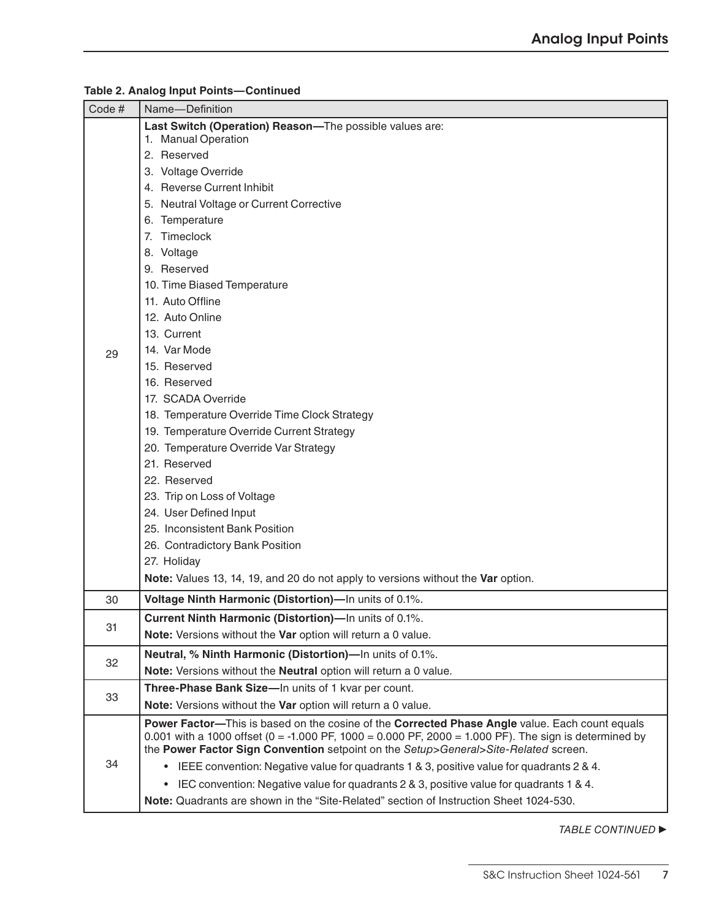**Table 2. Analog Input Points—Continued**

| Code # | Name—Definition |
|---|---|
| 29 | **Last Switch (Operation) Reason—**The possible values are:<br>1. Manual Operation<br>2. Reserved<br>3. Voltage Override<br>4. Reverse Current Inhibit<br>5. Neutral Voltage or Current Corrective<br>6. Temperature<br>7. Timeclock<br>8. Voltage<br>9. Reserved<br>10. Time Biased Temperature<br>11. Auto Offline<br>12. Auto Online<br>13. Current<br>14. Var Mode<br>15. Reserved<br>16. Reserved<br>17. SCADA Override<br>18. Temperature Override Time Clock Strategy<br>19. Temperature Override Current Strategy<br>20. Temperature Override Var Strategy<br>21. Reserved<br>22. Reserved<br>23. Trip on Loss of Voltage<br>24. User Defined Input<br>25. Inconsistent Bank Position<br>26. Contradictory Bank Position<br>27. Holiday<br>**Note:** Values 13, 14, 19, and 20 do not apply to versions without the **Var** option. |
| 30 | **Voltage Ninth Harmonic (Distortion)—**In units of 0.1%. |
| 31 | **Current Ninth Harmonic (Distortion)—**In units of 0.1%.<br>**Note:** Versions without the **Var** option will return a 0 value. |
| 32 | **Neutral, % Ninth Harmonic (Distortion)—**In units of 0.1%.<br>**Note:** Versions without the **Neutral** option will return a 0 value. |
| 33 | **Three-Phase Bank Size—**In units of 1 kvar per count.<br>**Note:** Versions without the **Var** option will return a 0 value. |
| 34 | **Power Factor—**This is based on the cosine of the **Corrected Phase Angle** value. Each count equals 0.001 with a 1000 offset (0 = -1.000 PF, 1000 = 0.000 PF, 2000 = 1.000 PF). The sign is determined by the **Power Factor Sign Convention** setpoint on the *Setup>General>Site-Related* screen.<br>• IEEE convention: Negative value for quadrants 1 & 3, positive value for quadrants 2 & 4.<br>• IEC convention: Negative value for quadrants 2 & 3, positive value for quadrants 1 & 4.<br>**Note:** Quadrants are shown in the "Site-Related" section of Instruction Sheet 1024-530. |

*TABLE CONTINUED ►*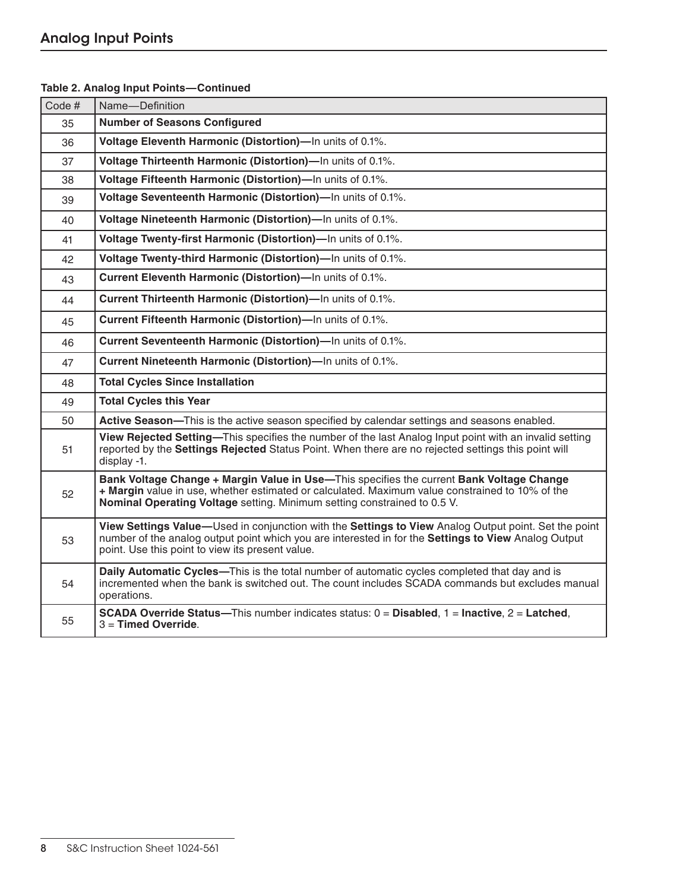## Analog Input Points

**Table 2. Analog Input Points—Continued**

| Code # | Name—Definition |
|---|---|
| 35 | **Number of Seasons Configured** |
| 36 | **Voltage Eleventh Harmonic (Distortion)—**In units of 0.1%. |
| 37 | **Voltage Thirteenth Harmonic (Distortion)—**In units of 0.1%. |
| 38 | **Voltage Fifteenth Harmonic (Distortion)—**In units of 0.1%. |
| 39 | **Voltage Seventeenth Harmonic (Distortion)—**In units of 0.1%. |
| 40 | **Voltage Nineteenth Harmonic (Distortion)—**In units of 0.1%. |
| 41 | **Voltage Twenty-first Harmonic (Distortion)—**In units of 0.1%. |
| 42 | **Voltage Twenty-third Harmonic (Distortion)—**In units of 0.1%. |
| 43 | **Current Eleventh Harmonic (Distortion)—**In units of 0.1%. |
| 44 | **Current Thirteenth Harmonic (Distortion)—**In units of 0.1%. |
| 45 | **Current Fifteenth Harmonic (Distortion)—**In units of 0.1%. |
| 46 | **Current Seventeenth Harmonic (Distortion)—**In units of 0.1%. |
| 47 | **Current Nineteenth Harmonic (Distortion)—**In units of 0.1%. |
| 48 | **Total Cycles Since Installation** |
| 49 | **Total Cycles this Year** |
| 50 | **Active Season—**This is the active season specified by calendar settings and seasons enabled. |
| 51 | **View Rejected Setting—**This specifies the number of the last Analog Input point with an invalid setting reported by the **Settings Rejected** Status Point. When there are no rejected settings this point will display -1. |
| 52 | **Bank Voltage Change + Margin Value in Use—**This specifies the current **Bank Voltage Change + Margin** value in use, whether estimated or calculated. Maximum value constrained to 10% of the **Nominal Operating Voltage** setting. Minimum setting constrained to 0.5 V. |
| 53 | **View Settings Value—**Used in conjunction with the **Settings to View** Analog Output point. Set the point number of the analog output point which you are interested in for the **Settings to View** Analog Output point. Use this point to view its present value. |
| 54 | **Daily Automatic Cycles—**This is the total number of automatic cycles completed that day and is incremented when the bank is switched out. The count includes SCADA commands but excludes manual operations. |
| 55 | **SCADA Override Status—**This number indicates status: 0 = **Disabled**, 1 = **Inactive**, 2 = **Latched**, 3 = **Timed Override**. |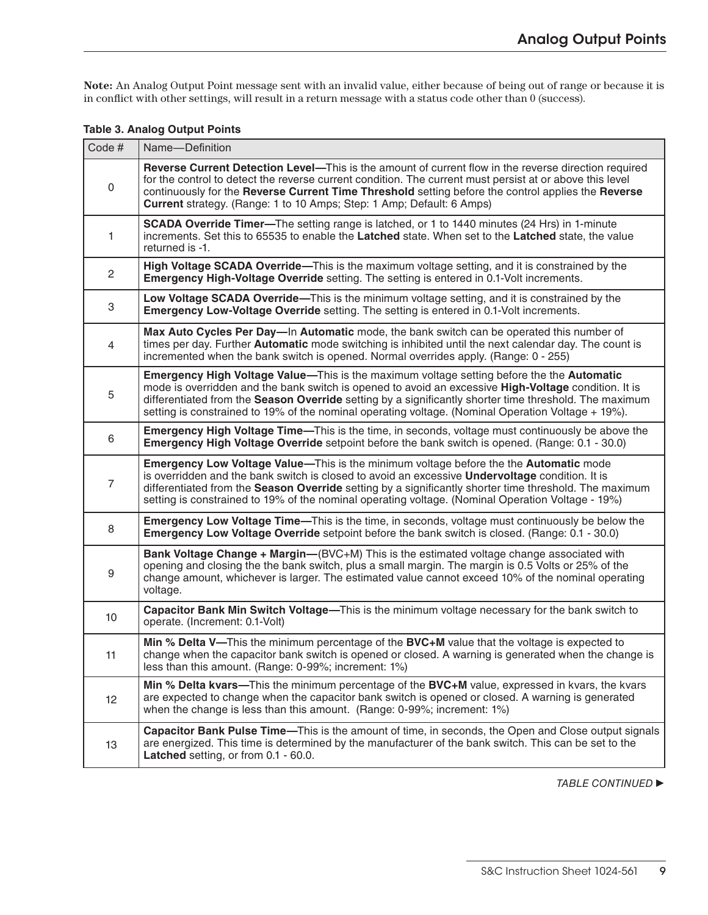**Note:** An Analog Output Point message sent with an invalid value, either because of being out of range or because it is in conflict with other settings, will result in a return message with a status code other than 0 (success).

**Table 3. Analog Output Points**

| Code # | Name—Definition |
|---|---|
| 0 | **Reverse Current Detection Level—**This is the amount of current flow in the reverse direction required for the control to detect the reverse current condition. The current must persist at or above this level continuously for the **Reverse Current Time Threshold** setting before the control applies the **Reverse Current** strategy. (Range: 1 to 10 Amps; Step: 1 Amp; Default: 6 Amps) |
| 1 | **SCADA Override Timer—**The setting range is latched, or 1 to 1440 minutes (24 Hrs) in 1-minute increments. Set this to 65535 to enable the **Latched** state. When set to the **Latched** state, the value returned is -1. |
| 2 | **High Voltage SCADA Override—**This is the maximum voltage setting, and it is constrained by the **Emergency High-Voltage Override** setting. The setting is entered in 0.1-Volt increments. |
| 3 | **Low Voltage SCADA Override—**This is the minimum voltage setting, and it is constrained by the **Emergency Low-Voltage Override** setting. The setting is entered in 0.1-Volt increments. |
| 4 | **Max Auto Cycles Per Day—**In **Automatic** mode, the bank switch can be operated this number of times per day. Further **Automatic** mode switching is inhibited until the next calendar day. The count is incremented when the bank switch is opened. Normal overrides apply. (Range: 0 - 255) |
| 5 | **Emergency High Voltage Value—**This is the maximum voltage setting before the the **Automatic** mode is overridden and the bank switch is opened to avoid an excessive **High-Voltage** condition. It is differentiated from the **Season Override** setting by a significantly shorter time threshold. The maximum setting is constrained to 19% of the nominal operating voltage. (Nominal Operation Voltage + 19%). |
| 6 | **Emergency High Voltage Time—**This is the time, in seconds, voltage must continuously be above the **Emergency High Voltage Override** setpoint before the bank switch is opened. (Range: 0.1 - 30.0) |
| 7 | **Emergency Low Voltage Value—**This is the minimum voltage before the the **Automatic** mode is overridden and the bank switch is closed to avoid an excessive **Undervoltage** condition. It is differentiated from the **Season Override** setting by a significantly shorter time threshold. The maximum setting is constrained to 19% of the nominal operating voltage. (Nominal Operation Voltage - 19%) |
| 8 | **Emergency Low Voltage Time—**This is the time, in seconds, voltage must continuously be below the **Emergency Low Voltage Override** setpoint before the bank switch is closed. (Range: 0.1 - 30.0) |
| 9 | **Bank Voltage Change + Margin—**(BVC+M) This is the estimated voltage change associated with opening and closing the the bank switch, plus a small margin. The margin is 0.5 Volts or 25% of the change amount, whichever is larger. The estimated value cannot exceed 10% of the nominal operating voltage. |
| 10 | **Capacitor Bank Min Switch Voltage—**This is the minimum voltage necessary for the bank switch to operate. (Increment: 0.1-Volt) |
| 11 | **Min % Delta V—**This the minimum percentage of the **BVC+M** value that the voltage is expected to change when the capacitor bank switch is opened or closed. A warning is generated when the change is less than this amount. (Range: 0-99%; increment: 1%) |
| 12 | **Min % Delta kvars—**This the minimum percentage of the **BVC+M** value, expressed in kvars, the kvars are expected to change when the capacitor bank switch is opened or closed. A warning is generated when the change is less than this amount. (Range: 0-99%; increment: 1%) |
| 13 | **Capacitor Bank Pulse Time—**This is the amount of time, in seconds, the Open and Close output signals are energized. This time is determined by the manufacturer of the bank switch. This can be set to the **Latched** setting, or from 0.1 - 60.0. |

*TABLE CONTINUED ►*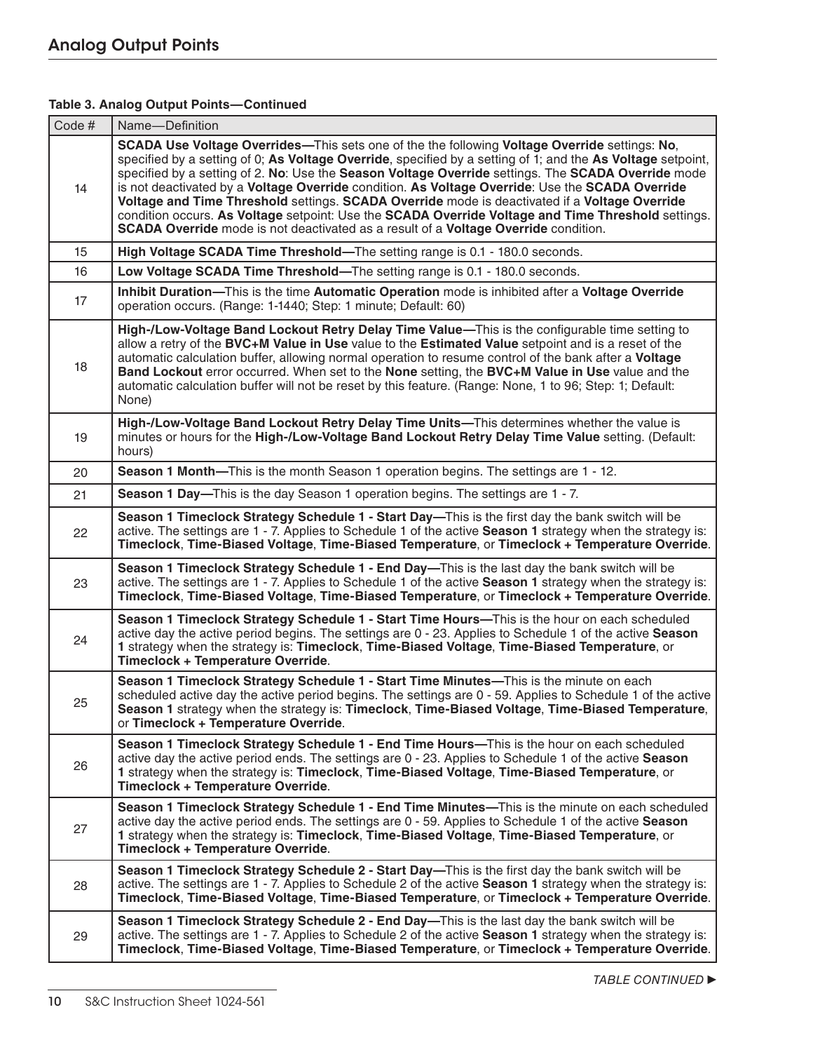## Analog Output Points

**Table 3. Analog Output Points—Continued**

| Code # | Name—Definition |
|---|---|
| 14 | **SCADA Use Voltage Overrides—**This sets one of the the following **Voltage Override** settings: **No**, specified by a setting of 0; **As Voltage Override**, specified by a setting of 1; and the **As Voltage** setpoint, specified by a setting of 2. **No**: Use the **Season Voltage Override** settings. The **SCADA Override** mode is not deactivated by a **Voltage Override** condition. **As Voltage Override**: Use the **SCADA Override Voltage and Time Threshold** settings. **SCADA Override** mode is deactivated if a **Voltage Override** condition occurs. **As Voltage** setpoint: Use the **SCADA Override Voltage and Time Threshold** settings. **SCADA Override** mode is not deactivated as a result of a **Voltage Override** condition. |
| 15 | **High Voltage SCADA Time Threshold—**The setting range is 0.1 - 180.0 seconds. |
| 16 | **Low Voltage SCADA Time Threshold—**The setting range is 0.1 - 180.0 seconds. |
| 17 | **Inhibit Duration—**This is the time **Automatic Operation** mode is inhibited after a **Voltage Override** operation occurs. (Range: 1-1440; Step: 1 minute; Default: 60) |
| 18 | **High-/Low-Voltage Band Lockout Retry Delay Time Value—**This is the configurable time setting to allow a retry of the **BVC+M Value in Use** value to the **Estimated Value** setpoint and is a reset of the automatic calculation buffer, allowing normal operation to resume control of the bank after a **Voltage Band Lockout** error occurred. When set to the **None** setting, the **BVC+M Value in Use** value and the automatic calculation buffer will not be reset by this feature. (Range: None, 1 to 96; Step: 1; Default: None) |
| 19 | **High-/Low-Voltage Band Lockout Retry Delay Time Units—**This determines whether the value is minutes or hours for the **High-/Low-Voltage Band Lockout Retry Delay Time Value** setting. (Default: hours) |
| 20 | **Season 1 Month—**This is the month Season 1 operation begins. The settings are 1 - 12. |
| 21 | **Season 1 Day—**This is the day Season 1 operation begins. The settings are 1 - 7. |
| 22 | **Season 1 Timeclock Strategy Schedule 1 - Start Day—**This is the first day the bank switch will be active. The settings are 1 - 7. Applies to Schedule 1 of the active **Season 1** strategy when the strategy is: **Timeclock**, **Time-Biased Voltage**, **Time-Biased Temperature**, or **Timeclock + Temperature Override**. |
| 23 | **Season 1 Timeclock Strategy Schedule 1 - End Day—**This is the last day the bank switch will be active. The settings are 1 - 7. Applies to Schedule 1 of the active **Season 1** strategy when the strategy is: **Timeclock**, **Time-Biased Voltage**, **Time-Biased Temperature**, or **Timeclock + Temperature Override**. |
| 24 | **Season 1 Timeclock Strategy Schedule 1 - Start Time Hours—**This is the hour on each scheduled active day the active period begins. The settings are 0 - 23. Applies to Schedule 1 of the active **Season 1** strategy when the strategy is: **Timeclock**, **Time-Biased Voltage**, **Time-Biased Temperature**, or **Timeclock + Temperature Override**. |
| 25 | **Season 1 Timeclock Strategy Schedule 1 - Start Time Minutes—**This is the minute on each scheduled active day the active period begins. The settings are 0 - 59. Applies to Schedule 1 of the active **Season 1** strategy when the strategy is: **Timeclock**, **Time-Biased Voltage**, **Time-Biased Temperature**, or **Timeclock + Temperature Override**. |
| 26 | **Season 1 Timeclock Strategy Schedule 1 - End Time Hours—**This is the hour on each scheduled active day the active period ends. The settings are 0 - 23. Applies to Schedule 1 of the active **Season 1** strategy when the strategy is: **Timeclock**, **Time-Biased Voltage**, **Time-Biased Temperature**, or **Timeclock + Temperature Override**. |
| 27 | **Season 1 Timeclock Strategy Schedule 1 - End Time Minutes—**This is the minute on each scheduled active day the active period ends. The settings are 0 - 59. Applies to Schedule 1 of the active **Season 1** strategy when the strategy is: **Timeclock**, **Time-Biased Voltage**, **Time-Biased Temperature**, or **Timeclock + Temperature Override**. |
| 28 | **Season 1 Timeclock Strategy Schedule 2 - Start Day—**This is the first day the bank switch will be active. The settings are 1 - 7. Applies to Schedule 2 of the active **Season 1** strategy when the strategy is: **Timeclock**, **Time-Biased Voltage**, **Time-Biased Temperature**, or **Timeclock + Temperature Override**. |
| 29 | **Season 1 Timeclock Strategy Schedule 2 - End Day—**This is the last day the bank switch will be active. The settings are 1 - 7. Applies to Schedule 2 of the active **Season 1** strategy when the strategy is: **Timeclock**, **Time-Biased Voltage**, **Time-Biased Temperature**, or **Timeclock + Temperature Override**. |

*TABLE CONTINUED ►*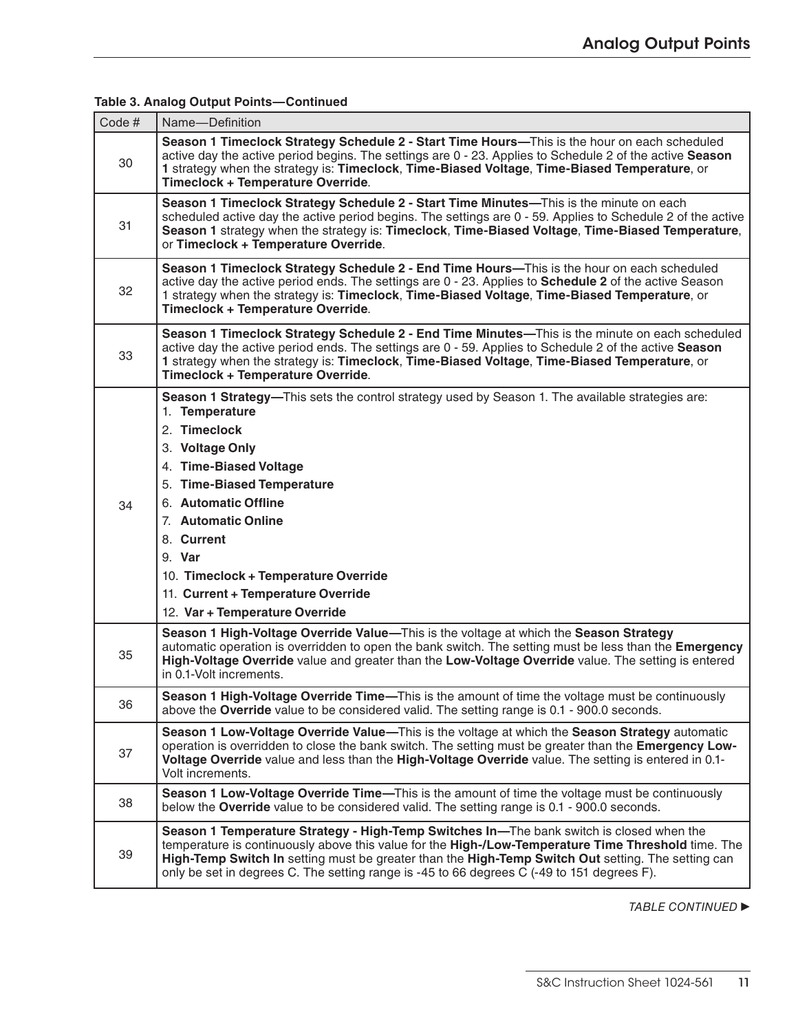## Analog Output Points

**Table 3. Analog Output Points—Continued**

| Code # | Name—Definition |
|---|---|
| 30 | **Season 1 Timeclock Strategy Schedule 2 - Start Time Hours—**This is the hour on each scheduled active day the active period begins. The settings are 0 - 23. Applies to Schedule 2 of the active **Season 1** strategy when the strategy is: **Timeclock**, **Time-Biased Voltage**, **Time-Biased Temperature**, or **Timeclock + Temperature Override**. |
| 31 | **Season 1 Timeclock Strategy Schedule 2 - Start Time Minutes—**This is the minute on each scheduled active day the active period begins. The settings are 0 - 59. Applies to Schedule 2 of the active **Season 1** strategy when the strategy is: **Timeclock**, **Time-Biased Voltage**, **Time-Biased Temperature**, or **Timeclock + Temperature Override**. |
| 32 | **Season 1 Timeclock Strategy Schedule 2 - End Time Hours—**This is the hour on each scheduled active day the active period ends. The settings are 0 - 23. Applies to **Schedule 2** of the active Season 1 strategy when the strategy is: **Timeclock**, **Time-Biased Voltage**, **Time-Biased Temperature**, or **Timeclock + Temperature Override**. |
| 33 | **Season 1 Timeclock Strategy Schedule 2 - End Time Minutes—**This is the minute on each scheduled active day the active period ends. The settings are 0 - 59. Applies to Schedule 2 of the active **Season 1** strategy when the strategy is: **Timeclock**, **Time-Biased Voltage**, **Time-Biased Temperature**, or **Timeclock + Temperature Override**. |
| 34 | **Season 1 Strategy—**This sets the control strategy used by Season 1. The available strategies are:<br>1. **Temperature**<br>2. **Timeclock**<br>3. **Voltage Only**<br>4. **Time-Biased Voltage**<br>5. **Time-Biased Temperature**<br>6. **Automatic Offline**<br>7. **Automatic Online**<br>8. **Current**<br>9. **Var**<br>10. **Timeclock + Temperature Override**<br>11. **Current + Temperature Override**<br>12. **Var + Temperature Override** |
| 35 | **Season 1 High-Voltage Override Value—**This is the voltage at which the **Season Strategy** automatic operation is overridden to open the bank switch. The setting must be less than the **Emergency High-Voltage Override** value and greater than the **Low-Voltage Override** value. The setting is entered in 0.1-Volt increments. |
| 36 | **Season 1 High-Voltage Override Time—**This is the amount of time the voltage must be continuously above the **Override** value to be considered valid. The setting range is 0.1 - 900.0 seconds. |
| 37 | **Season 1 Low-Voltage Override Value—**This is the voltage at which the **Season Strategy** automatic operation is overridden to close the bank switch. The setting must be greater than the **Emergency Low-Voltage Override** value and less than the **High-Voltage Override** value. The setting is entered in 0.1-Volt increments. |
| 38 | **Season 1 Low-Voltage Override Time—**This is the amount of time the voltage must be continuously below the **Override** value to be considered valid. The setting range is 0.1 - 900.0 seconds. |
| 39 | **Season 1 Temperature Strategy - High-Temp Switches In—**The bank switch is closed when the temperature is continuously above this value for the **High-/Low-Temperature Time Threshold** time. The **High-Temp Switch In** setting must be greater than the **High-Temp Switch Out** setting. The setting can only be set in degrees C. The setting range is -45 to 66 degrees C (-49 to 151 degrees F). |

*TABLE CONTINUED ►*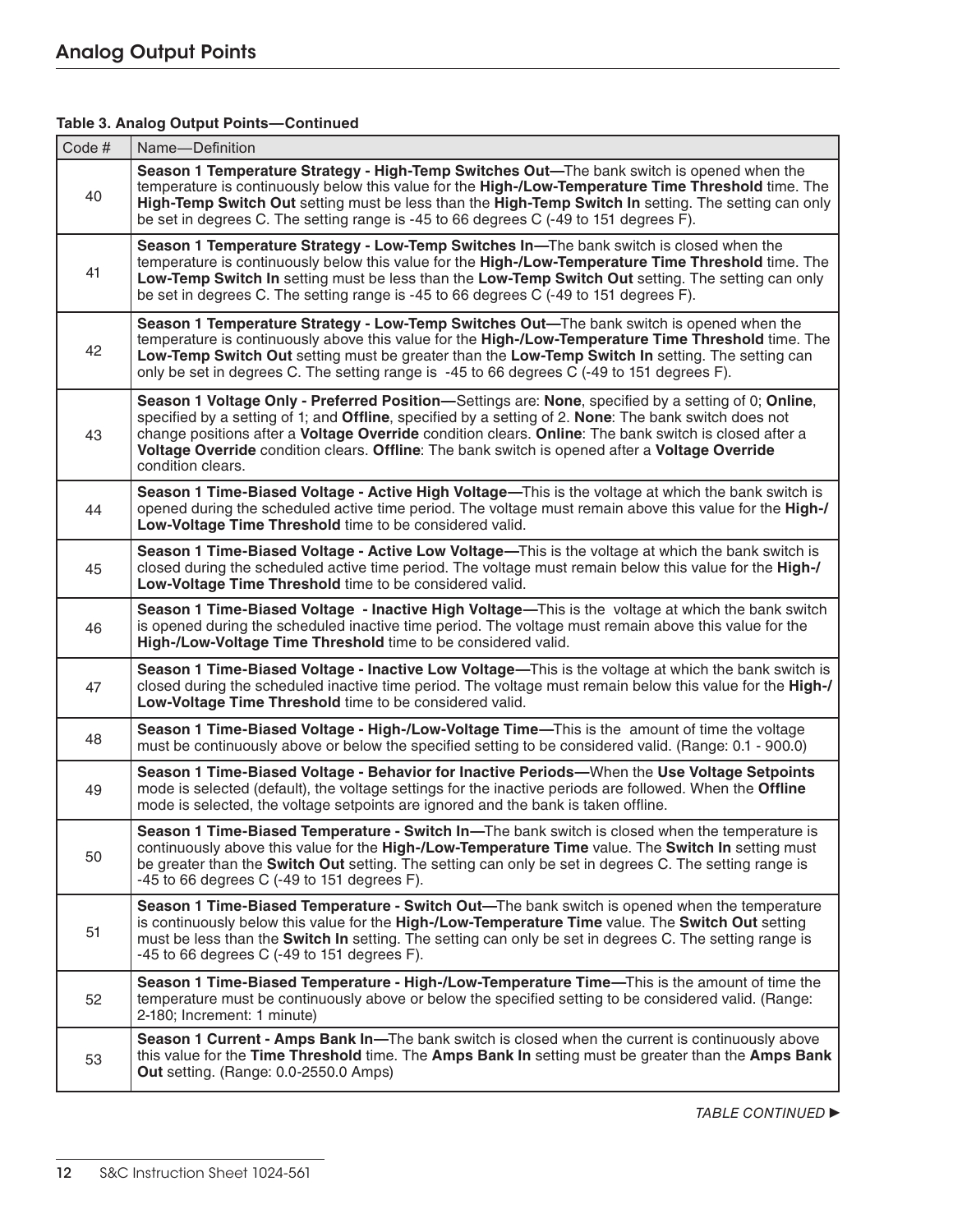## Analog Output Points

**Table 3. Analog Output Points—Continued**

| Code # | Name—Definition |
|---|---|
| 40 | **Season 1 Temperature Strategy - High-Temp Switches Out—**The bank switch is opened when the temperature is continuously below this value for the **High-/Low-Temperature Time Threshold** time. The **High-Temp Switch Out** setting must be less than the **High-Temp Switch In** setting. The setting can only be set in degrees C. The setting range is -45 to 66 degrees C (-49 to 151 degrees F). |
| 41 | **Season 1 Temperature Strategy - Low-Temp Switches In—**The bank switch is closed when the temperature is continuously below this value for the **High-/Low-Temperature Time Threshold** time. The **Low-Temp Switch In** setting must be less than the **Low-Temp Switch Out** setting. The setting can only be set in degrees C. The setting range is -45 to 66 degrees C (-49 to 151 degrees F). |
| 42 | **Season 1 Temperature Strategy - Low-Temp Switches Out—**The bank switch is opened when the temperature is continuously above this value for the **High-/Low-Temperature Time Threshold** time. The **Low-Temp Switch Out** setting must be greater than the **Low-Temp Switch In** setting. The setting can only be set in degrees C. The setting range is -45 to 66 degrees C (-49 to 151 degrees F). |
| 43 | **Season 1 Voltage Only - Preferred Position—**Settings are: **None**, specified by a setting of 0; **Online**, specified by a setting of 1; and **Offline**, specified by a setting of 2. **None**: The bank switch does not change positions after a **Voltage Override** condition clears. **Online**: The bank switch is closed after a **Voltage Override** condition clears. **Offline**: The bank switch is opened after a **Voltage Override** condition clears. |
| 44 | **Season 1 Time-Biased Voltage - Active High Voltage—**This is the voltage at which the bank switch is opened during the scheduled active time period. The voltage must remain above this value for the **High-/Low-Voltage Time Threshold** time to be considered valid. |
| 45 | **Season 1 Time-Biased Voltage - Active Low Voltage—**This is the voltage at which the bank switch is closed during the scheduled active time period. The voltage must remain below this value for the **High-/Low-Voltage Time Threshold** time to be considered valid. |
| 46 | **Season 1 Time-Biased Voltage - Inactive High Voltage—**This is the voltage at which the bank switch is opened during the scheduled inactive time period. The voltage must remain above this value for the **High-/Low-Voltage Time Threshold** time to be considered valid. |
| 47 | **Season 1 Time-Biased Voltage - Inactive Low Voltage—**This is the voltage at which the bank switch is closed during the scheduled inactive time period. The voltage must remain below this value for the **High-/Low-Voltage Time Threshold** time to be considered valid. |
| 48 | **Season 1 Time-Biased Voltage - High-/Low-Voltage Time—**This is the amount of time the voltage must be continuously above or below the specified setting to be considered valid. (Range: 0.1 - 900.0) |
| 49 | **Season 1 Time-Biased Voltage - Behavior for Inactive Periods—**When the **Use Voltage Setpoints** mode is selected (default), the voltage settings for the inactive periods are followed. When the **Offline** mode is selected, the voltage setpoints are ignored and the bank is taken offline. |
| 50 | **Season 1 Time-Biased Temperature - Switch In—**The bank switch is closed when the temperature is continuously above this value for the **High-/Low-Temperature Time** value. The **Switch In** setting must be greater than the **Switch Out** setting. The setting can only be set in degrees C. The setting range is -45 to 66 degrees C (-49 to 151 degrees F). |
| 51 | **Season 1 Time-Biased Temperature - Switch Out—**The bank switch is opened when the temperature is continuously below this value for the **High-/Low-Temperature Time** value. The **Switch Out** setting must be less than the **Switch In** setting. The setting can only be set in degrees C. The setting range is -45 to 66 degrees C (-49 to 151 degrees F). |
| 52 | **Season 1 Time-Biased Temperature - High-/Low-Temperature Time—**This is the amount of time the temperature must be continuously above or below the specified setting to be considered valid. (Range: 2-180; Increment: 1 minute) |
| 53 | **Season 1 Current - Amps Bank In—**The bank switch is closed when the current is continuously above this value for the **Time Threshold** time. The **Amps Bank In** setting must be greater than the **Amps Bank Out** setting. (Range: 0.0-2550.0 Amps) |

*TABLE CONTINUED ►*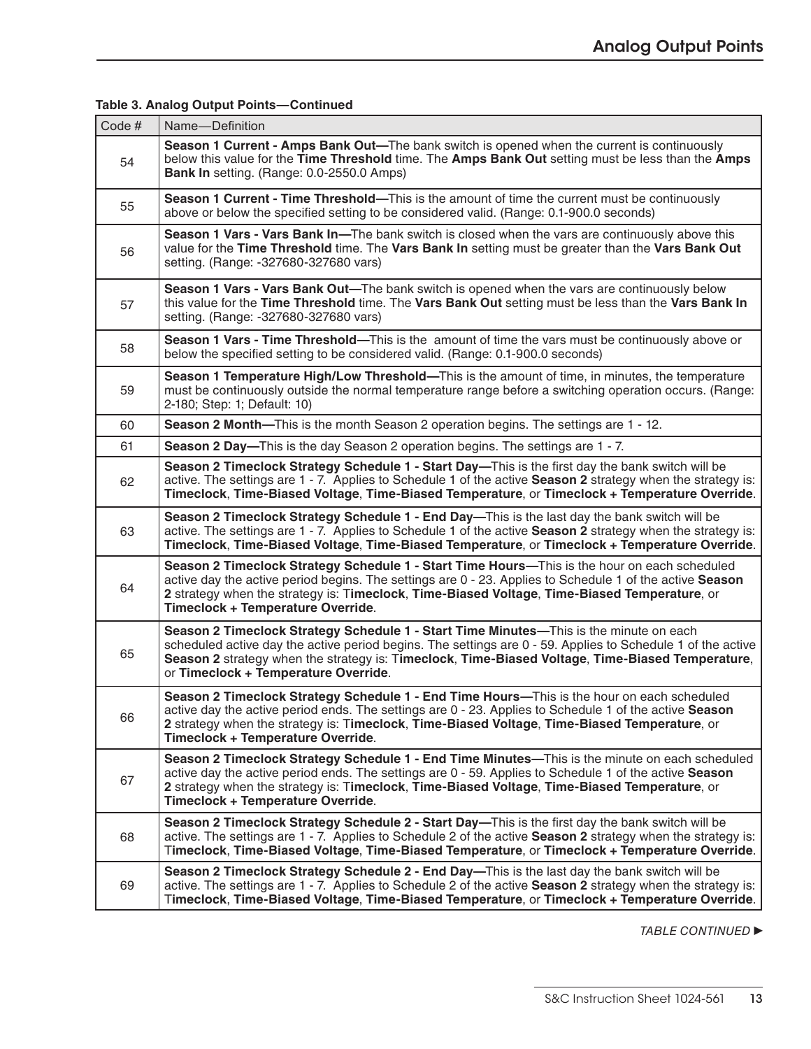**Table 3. Analog Output Points—Continued**

| Code # | Name—Definition |
|---|---|
| 54 | **Season 1 Current - Amps Bank Out—**The bank switch is opened when the current is continuously below this value for the **Time Threshold** time. The **Amps Bank Out** setting must be less than the **Amps Bank In** setting. (Range: 0.0-2550.0 Amps) |
| 55 | **Season 1 Current - Time Threshold—**This is the amount of time the current must be continuously above or below the specified setting to be considered valid. (Range: 0.1-900.0 seconds) |
| 56 | **Season 1 Vars - Vars Bank In—**The bank switch is closed when the vars are continuously above this value for the **Time Threshold** time. The **Vars Bank In** setting must be greater than the **Vars Bank Out** setting. (Range: -327680-327680 vars) |
| 57 | **Season 1 Vars - Vars Bank Out—**The bank switch is opened when the vars are continuously below this value for the **Time Threshold** time. The **Vars Bank Out** setting must be less than the **Vars Bank In** setting. (Range: -327680-327680 vars) |
| 58 | **Season 1 Vars - Time Threshold—**This is the amount of time the vars must be continuously above or below the specified setting to be considered valid. (Range: 0.1-900.0 seconds) |
| 59 | **Season 1 Temperature High/Low Threshold—**This is the amount of time, in minutes, the temperature must be continuously outside the normal temperature range before a switching operation occurs. (Range: 2-180; Step: 1; Default: 10) |
| 60 | **Season 2 Month—**This is the month Season 2 operation begins. The settings are 1 - 12. |
| 61 | **Season 2 Day—**This is the day Season 2 operation begins. The settings are 1 - 7. |
| 62 | **Season 2 Timeclock Strategy Schedule 1 - Start Day—**This is the first day the bank switch will be active. The settings are 1 - 7. Applies to Schedule 1 of the active **Season 2** strategy when the strategy is: **Timeclock**, **Time-Biased Voltage**, **Time-Biased Temperature**, or **Timeclock + Temperature Override**. |
| 63 | **Season 2 Timeclock Strategy Schedule 1 - End Day—**This is the last day the bank switch will be active. The settings are 1 - 7. Applies to Schedule 1 of the active **Season 2** strategy when the strategy is: **Timeclock**, **Time-Biased Voltage**, **Time-Biased Temperature**, or **Timeclock + Temperature Override**. |
| 64 | **Season 2 Timeclock Strategy Schedule 1 - Start Time Hours—**This is the hour on each scheduled active day the active period begins. The settings are 0 - 23. Applies to Schedule 1 of the active **Season 2** strategy when the strategy is: **Timeclock**, **Time-Biased Voltage**, **Time-Biased Temperature**, or **Timeclock + Temperature Override**. |
| 65 | **Season 2 Timeclock Strategy Schedule 1 - Start Time Minutes—**This is the minute on each scheduled active day the active period begins. The settings are 0 - 59. Applies to Schedule 1 of the active **Season 2** strategy when the strategy is: **Timeclock**, **Time-Biased Voltage**, **Time-Biased Temperature**, or **Timeclock + Temperature Override**. |
| 66 | **Season 2 Timeclock Strategy Schedule 1 - End Time Hours—**This is the hour on each scheduled active day the active period ends. The settings are 0 - 23. Applies to Schedule 1 of the active **Season 2** strategy when the strategy is: **Timeclock**, **Time-Biased Voltage**, **Time-Biased Temperature**, or **Timeclock + Temperature Override**. |
| 67 | **Season 2 Timeclock Strategy Schedule 1 - End Time Minutes—**This is the minute on each scheduled active day the active period ends. The settings are 0 - 59. Applies to Schedule 1 of the active **Season 2** strategy when the strategy is: **Timeclock**, **Time-Biased Voltage**, **Time-Biased Temperature**, or **Timeclock + Temperature Override**. |
| 68 | **Season 2 Timeclock Strategy Schedule 2 - Start Day—**This is the first day the bank switch will be active. The settings are 1 - 7. Applies to Schedule 2 of the active **Season 2** strategy when the strategy is: **Timeclock**, **Time-Biased Voltage**, **Time-Biased Temperature**, or **Timeclock + Temperature Override**. |
| 69 | **Season 2 Timeclock Strategy Schedule 2 - End Day—**This is the last day the bank switch will be active. The settings are 1 - 7. Applies to Schedule 2 of the active **Season 2** strategy when the strategy is: **Timeclock**, **Time-Biased Voltage**, **Time-Biased Temperature**, or **Timeclock + Temperature Override**. |

*TABLE CONTINUED ►*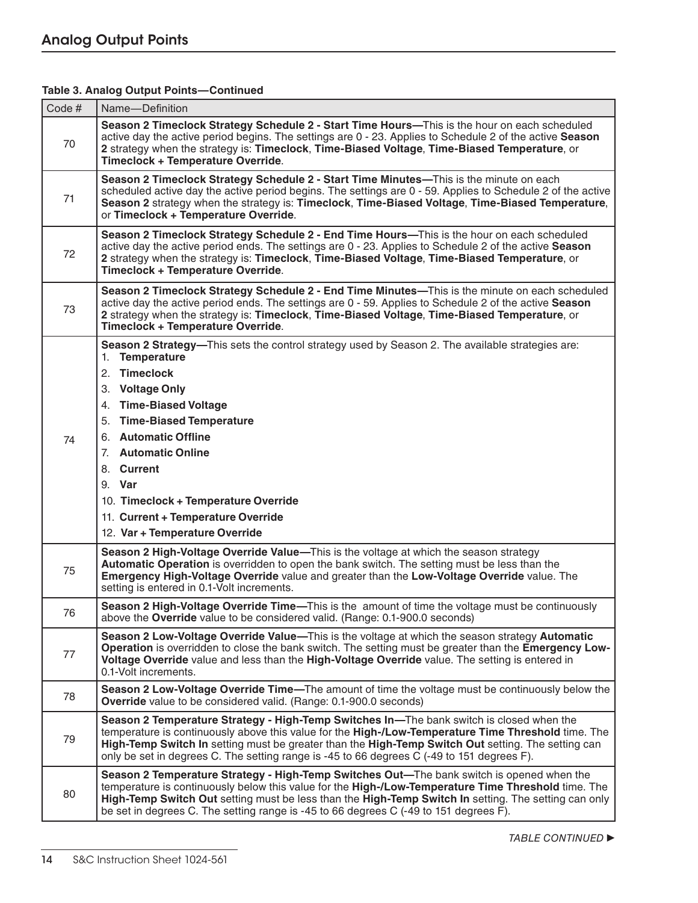## Analog Output Points

**Table 3. Analog Output Points—Continued**

| Code # | Name—Definition |
|---|---|
| 70 | **Season 2 Timeclock Strategy Schedule 2 - Start Time Hours—**This is the hour on each scheduled active day the active period begins. The settings are 0 - 23. Applies to Schedule 2 of the active **Season 2** strategy when the strategy is: **Timeclock**, **Time-Biased Voltage**, **Time-Biased Temperature**, or **Timeclock + Temperature Override**. |
| 71 | **Season 2 Timeclock Strategy Schedule 2 - Start Time Minutes—**This is the minute on each scheduled active day the active period begins. The settings are 0 - 59. Applies to Schedule 2 of the active **Season 2** strategy when the strategy is: **Timeclock**, **Time-Biased Voltage**, **Time-Biased Temperature**, or **Timeclock + Temperature Override**. |
| 72 | **Season 2 Timeclock Strategy Schedule 2 - End Time Hours—**This is the hour on each scheduled active day the active period ends. The settings are 0 - 23. Applies to Schedule 2 of the active **Season 2** strategy when the strategy is: **Timeclock**, **Time-Biased Voltage**, **Time-Biased Temperature**, or **Timeclock + Temperature Override**. |
| 73 | **Season 2 Timeclock Strategy Schedule 2 - End Time Minutes—**This is the minute on each scheduled active day the active period ends. The settings are 0 - 59. Applies to Schedule 2 of the active **Season 2** strategy when the strategy is: **Timeclock**, **Time-Biased Voltage**, **Time-Biased Temperature**, or **Timeclock + Temperature Override**. |
| 74 | **Season 2 Strategy—**This sets the control strategy used by Season 2. The available strategies are:<br>1. **Temperature**<br>2. **Timeclock**<br>3. **Voltage Only**<br>4. **Time-Biased Voltage**<br>5. **Time-Biased Temperature**<br>6. **Automatic Offline**<br>7. **Automatic Online**<br>8. **Current**<br>9. **Var**<br>10. **Timeclock + Temperature Override**<br>11. **Current + Temperature Override**<br>12. **Var + Temperature Override** |
| 75 | **Season 2 High-Voltage Override Value—**This is the voltage at which the season strategy **Automatic Operation** is overridden to open the bank switch. The setting must be less than the **Emergency High-Voltage Override** value and greater than the **Low-Voltage Override** value. The setting is entered in 0.1-Volt increments. |
| 76 | **Season 2 High-Voltage Override Time—**This is the amount of time the voltage must be continuously above the **Override** value to be considered valid. (Range: 0.1-900.0 seconds) |
| 77 | **Season 2 Low-Voltage Override Value—**This is the voltage at which the season strategy **Automatic Operation** is overridden to close the bank switch. The setting must be greater than the **Emergency Low-Voltage Override** value and less than the **High-Voltage Override** value. The setting is entered in 0.1-Volt increments. |
| 78 | **Season 2 Low-Voltage Override Time—**The amount of time the voltage must be continuously below the **Override** value to be considered valid. (Range: 0.1-900.0 seconds) |
| 79 | **Season 2 Temperature Strategy - High-Temp Switches In—**The bank switch is closed when the temperature is continuously above this value for the **High-/Low-Temperature Time Threshold** time. The **High-Temp Switch In** setting must be greater than the **High-Temp Switch Out** setting. The setting can only be set in degrees C. The setting range is -45 to 66 degrees C (-49 to 151 degrees F). |
| 80 | **Season 2 Temperature Strategy - High-Temp Switches Out—**The bank switch is opened when the temperature is continuously below this value for the **High-/Low-Temperature Time Threshold** time. The **High-Temp Switch Out** setting must be less than the **High-Temp Switch In** setting. The setting can only be set in degrees C. The setting range is -45 to 66 degrees C (-49 to 151 degrees F). |

*TABLE CONTINUED ►*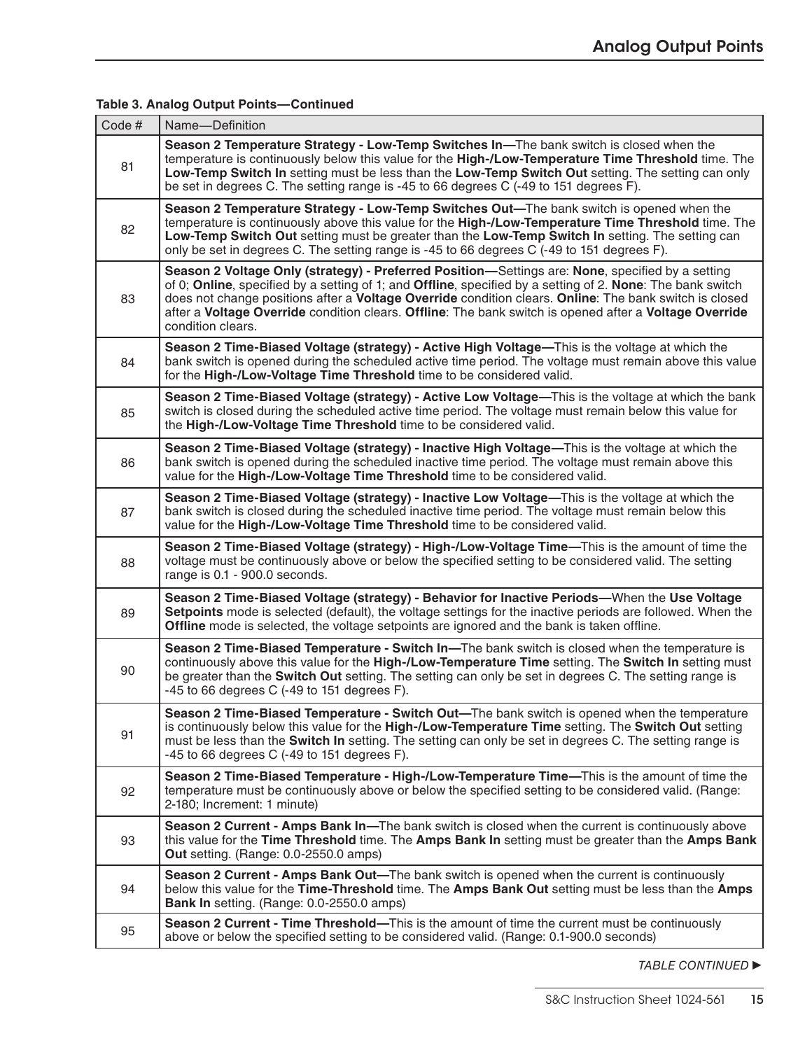**Table 3. Analog Output Points—Continued**

| Code # | Name—Definition |
|---|---|
| 81 | **Season 2 Temperature Strategy - Low-Temp Switches In—**The bank switch is closed when the temperature is continuously below this value for the **High-/Low-Temperature Time Threshold** time. The **Low-Temp Switch In** setting must be less than the **Low-Temp Switch Out** setting. The setting can only be set in degrees C. The setting range is -45 to 66 degrees C (-49 to 151 degrees F). |
| 82 | **Season 2 Temperature Strategy - Low-Temp Switches Out—**The bank switch is opened when the temperature is continuously above this value for the **High-/Low-Temperature Time Threshold** time. The **Low-Temp Switch Out** setting must be greater than the **Low-Temp Switch In** setting. The setting can only be set in degrees C. The setting range is -45 to 66 degrees C (-49 to 151 degrees F). |
| 83 | **Season 2 Voltage Only (strategy) - Preferred Position—**Settings are: **None**, specified by a setting of 0; **Online**, specified by a setting of 1; and **Offline**, specified by a setting of 2. **None**: The bank switch does not change positions after a **Voltage Override** condition clears. **Online**: The bank switch is closed after a **Voltage Override** condition clears. **Offline**: The bank switch is opened after a **Voltage Override** condition clears. |
| 84 | **Season 2 Time-Biased Voltage (strategy) - Active High Voltage—**This is the voltage at which the bank switch is opened during the scheduled active time period. The voltage must remain above this value for the **High-/Low-Voltage Time Threshold** time to be considered valid. |
| 85 | **Season 2 Time-Biased Voltage (strategy) - Active Low Voltage—**This is the voltage at which the bank switch is closed during the scheduled active time period. The voltage must remain below this value for the **High-/Low-Voltage Time Threshold** time to be considered valid. |
| 86 | **Season 2 Time-Biased Voltage (strategy) - Inactive High Voltage—**This is the voltage at which the bank switch is opened during the scheduled inactive time period. The voltage must remain above this value for the **High-/Low-Voltage Time Threshold** time to be considered valid. |
| 87 | **Season 2 Time-Biased Voltage (strategy) - Inactive Low Voltage—**This is the voltage at which the bank switch is closed during the scheduled inactive time period. The voltage must remain below this value for the **High-/Low-Voltage Time Threshold** time to be considered valid. |
| 88 | **Season 2 Time-Biased Voltage (strategy) - High-/Low-Voltage Time—**This is the amount of time the voltage must be continuously above or below the specified setting to be considered valid. The setting range is 0.1 - 900.0 seconds. |
| 89 | **Season 2 Time-Biased Voltage (strategy) - Behavior for Inactive Periods—**When the **Use Voltage Setpoints** mode is selected (default), the voltage settings for the inactive periods are followed. When the **Offline** mode is selected, the voltage setpoints are ignored and the bank is taken offline. |
| 90 | **Season 2 Time-Biased Temperature - Switch In—**The bank switch is closed when the temperature is continuously above this value for the **High-/Low-Temperature Time** setting. The **Switch In** setting must be greater than the **Switch Out** setting. The setting can only be set in degrees C. The setting range is -45 to 66 degrees C (-49 to 151 degrees F). |
| 91 | **Season 2 Time-Biased Temperature - Switch Out—**The bank switch is opened when the temperature is continuously below this value for the **High-/Low-Temperature Time** setting. The **Switch Out** setting must be less than the **Switch In** setting. The setting can only be set in degrees C. The setting range is -45 to 66 degrees C (-49 to 151 degrees F). |
| 92 | **Season 2 Time-Biased Temperature - High-/Low-Temperature Time—**This is the amount of time the temperature must be continuously above or below the specified setting to be considered valid. (Range: 2-180; Increment: 1 minute) |
| 93 | **Season 2 Current - Amps Bank In—**The bank switch is closed when the current is continuously above this value for the **Time Threshold** time. The **Amps Bank In** setting must be greater than the **Amps Bank Out** setting. (Range: 0.0-2550.0 amps) |
| 94 | **Season 2 Current - Amps Bank Out—**The bank switch is opened when the current is continuously below this value for the **Time-Threshold** time. The **Amps Bank Out** setting must be less than the **Amps Bank In** setting. (Range: 0.0-2550.0 amps) |
| 95 | **Season 2 Current - Time Threshold—**This is the amount of time the current must be continuously above or below the specified setting to be considered valid. (Range: 0.1-900.0 seconds) |

*TABLE CONTINUED ►*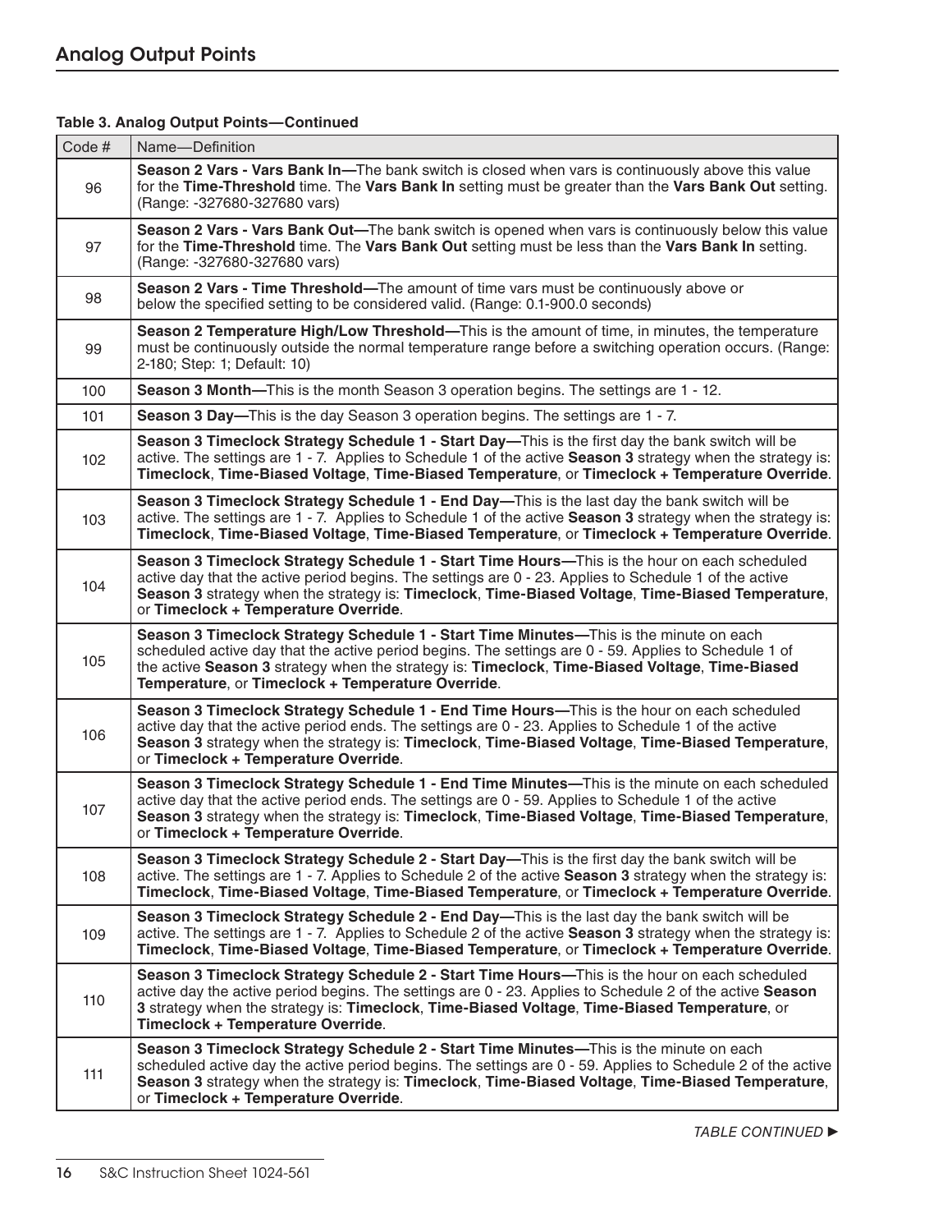## Analog Output Points

**Table 3. Analog Output Points—Continued**

| Code # | Name—Definition |
|---|---|
| 96 | **Season 2 Vars - Vars Bank In—**The bank switch is closed when vars is continuously above this value for the **Time-Threshold** time. The **Vars Bank In** setting must be greater than the **Vars Bank Out** setting. (Range: -327680-327680 vars) |
| 97 | **Season 2 Vars - Vars Bank Out—**The bank switch is opened when vars is continuously below this value for the **Time-Threshold** time. The **Vars Bank Out** setting must be less than the **Vars Bank In** setting. (Range: -327680-327680 vars) |
| 98 | **Season 2 Vars - Time Threshold—**The amount of time vars must be continuously above or below the specified setting to be considered valid. (Range: 0.1-900.0 seconds) |
| 99 | **Season 2 Temperature High/Low Threshold—**This is the amount of time, in minutes, the temperature must be continuously outside the normal temperature range before a switching operation occurs. (Range: 2-180; Step: 1; Default: 10) |
| 100 | **Season 3 Month—**This is the month Season 3 operation begins. The settings are 1 - 12. |
| 101 | **Season 3 Day—**This is the day Season 3 operation begins. The settings are 1 - 7. |
| 102 | **Season 3 Timeclock Strategy Schedule 1 - Start Day—**This is the first day the bank switch will be active. The settings are 1 - 7. Applies to Schedule 1 of the active **Season 3** strategy when the strategy is: **Timeclock**, **Time-Biased Voltage**, **Time-Biased Temperature**, or **Timeclock + Temperature Override**. |
| 103 | **Season 3 Timeclock Strategy Schedule 1 - End Day—**This is the last day the bank switch will be active. The settings are 1 - 7. Applies to Schedule 1 of the active **Season 3** strategy when the strategy is: **Timeclock**, **Time-Biased Voltage**, **Time-Biased Temperature**, or **Timeclock + Temperature Override**. |
| 104 | **Season 3 Timeclock Strategy Schedule 1 - Start Time Hours—**This is the hour on each scheduled active day that the active period begins. The settings are 0 - 23. Applies to Schedule 1 of the active **Season 3** strategy when the strategy is: **Timeclock**, **Time-Biased Voltage**, **Time-Biased Temperature**, or **Timeclock + Temperature Override**. |
| 105 | **Season 3 Timeclock Strategy Schedule 1 - Start Time Minutes—**This is the minute on each scheduled active day that the active period begins. The settings are 0 - 59. Applies to Schedule 1 of the active **Season 3** strategy when the strategy is: **Timeclock**, **Time-Biased Voltage**, **Time-Biased Temperature**, or **Timeclock + Temperature Override**. |
| 106 | **Season 3 Timeclock Strategy Schedule 1 - End Time Hours—**This is the hour on each scheduled active day that the active period ends. The settings are 0 - 23. Applies to Schedule 1 of the active **Season 3** strategy when the strategy is: **Timeclock**, **Time-Biased Voltage**, **Time-Biased Temperature**, or **Timeclock + Temperature Override**. |
| 107 | **Season 3 Timeclock Strategy Schedule 1 - End Time Minutes—**This is the minute on each scheduled active day that the active period ends. The settings are 0 - 59. Applies to Schedule 1 of the active **Season 3** strategy when the strategy is: **Timeclock**, **Time-Biased Voltage**, **Time-Biased Temperature**, or **Timeclock + Temperature Override**. |
| 108 | **Season 3 Timeclock Strategy Schedule 2 - Start Day—**This is the first day the bank switch will be active. The settings are 1 - 7. Applies to Schedule 2 of the active **Season 3** strategy when the strategy is: **Timeclock**, **Time-Biased Voltage**, **Time-Biased Temperature**, or **Timeclock + Temperature Override**. |
| 109 | **Season 3 Timeclock Strategy Schedule 2 - End Day—**This is the last day the bank switch will be active. The settings are 1 - 7. Applies to Schedule 2 of the active **Season 3** strategy when the strategy is: **Timeclock**, **Time-Biased Voltage**, **Time-Biased Temperature**, or **Timeclock + Temperature Override**. |
| 110 | **Season 3 Timeclock Strategy Schedule 2 - Start Time Hours—**This is the hour on each scheduled active day the active period begins. The settings are 0 - 23. Applies to Schedule 2 of the active **Season 3** strategy when the strategy is: **Timeclock**, **Time-Biased Voltage**, **Time-Biased Temperature**, or **Timeclock + Temperature Override**. |
| 111 | **Season 3 Timeclock Strategy Schedule 2 - Start Time Minutes—**This is the minute on each scheduled active day the active period begins. The settings are 0 - 59. Applies to Schedule 2 of the active **Season 3** strategy when the strategy is: **Timeclock**, **Time-Biased Voltage**, **Time-Biased Temperature**, or **Timeclock + Temperature Override**. |

*TABLE CONTINUED ►*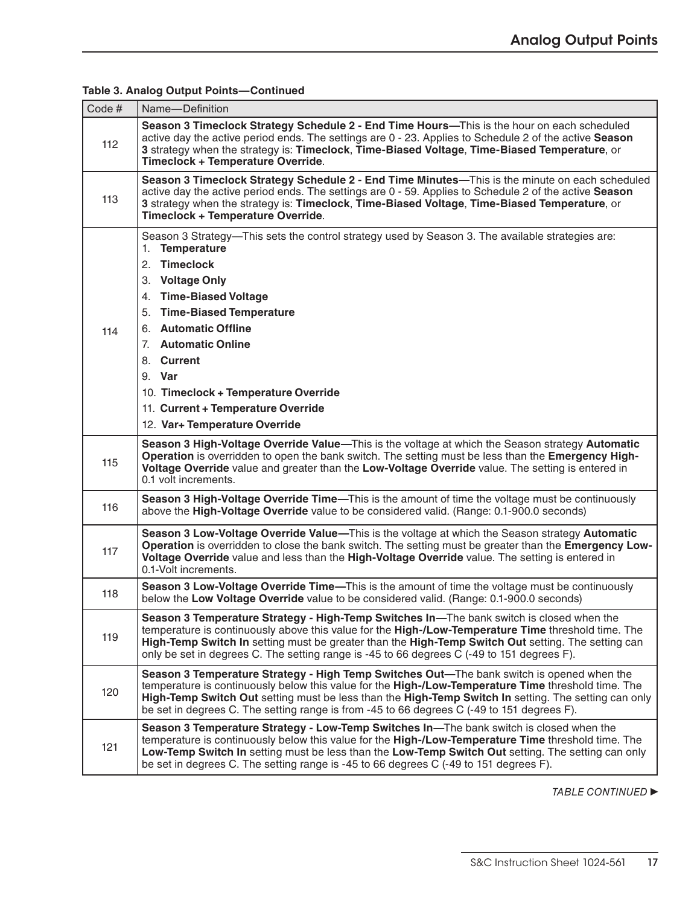**Table 3. Analog Output Points—Continued**

| Code # | Name—Definition |
|---|---|
| 112 | **Season 3 Timeclock Strategy Schedule 2 - End Time Hours—**This is the hour on each scheduled active day the active period ends. The settings are 0 - 23. Applies to Schedule 2 of the active **Season 3** strategy when the strategy is: **Timeclock**, **Time-Biased Voltage**, **Time-Biased Temperature**, or **Timeclock + Temperature Override**. |
| 113 | **Season 3 Timeclock Strategy Schedule 2 - End Time Minutes—**This is the minute on each scheduled active day the active period ends. The settings are 0 - 59. Applies to Schedule 2 of the active **Season 3** strategy when the strategy is: **Timeclock**, **Time-Biased Voltage**, **Time-Biased Temperature**, or **Timeclock + Temperature Override**. |
| 114 | Season 3 Strategy—This sets the control strategy used by Season 3. The available strategies are:<br>1. **Temperature**<br>2. **Timeclock**<br>3. **Voltage Only**<br>4. **Time-Biased Voltage**<br>5. **Time-Biased Temperature**<br>6. **Automatic Offline**<br>7. **Automatic Online**<br>8. **Current**<br>9. **Var**<br>10. **Timeclock + Temperature Override**<br>11. **Current + Temperature Override**<br>12. **Var+ Temperature Override** |
| 115 | **Season 3 High-Voltage Override Value—**This is the voltage at which the Season strategy **Automatic Operation** is overridden to open the bank switch. The setting must be less than the **Emergency High-Voltage Override** value and greater than the **Low-Voltage Override** value. The setting is entered in 0.1 volt increments. |
| 116 | **Season 3 High-Voltage Override Time—**This is the amount of time the voltage must be continuously above the **High-Voltage Override** value to be considered valid. (Range: 0.1-900.0 seconds) |
| 117 | **Season 3 Low-Voltage Override Value—**This is the voltage at which the Season strategy **Automatic Operation** is overridden to close the bank switch. The setting must be greater than the **Emergency Low-Voltage Override** value and less than the **High-Voltage Override** value. The setting is entered in 0.1-Volt increments. |
| 118 | **Season 3 Low-Voltage Override Time—**This is the amount of time the voltage must be continuously below the **Low Voltage Override** value to be considered valid. (Range: 0.1-900.0 seconds) |
| 119 | **Season 3 Temperature Strategy - High-Temp Switches In—**The bank switch is closed when the temperature is continuously above this value for the **High-/Low-Temperature Time** threshold time. The **High-Temp Switch In** setting must be greater than the **High-Temp Switch Out** setting. The setting can only be set in degrees C. The setting range is -45 to 66 degrees C (-49 to 151 degrees F). |
| 120 | **Season 3 Temperature Strategy - High Temp Switches Out—**The bank switch is opened when the temperature is continuously below this value for the **High-/Low-Temperature Time** threshold time. The **High-Temp Switch Out** setting must be less than the **High-Temp Switch In** setting. The setting can only be set in degrees C. The setting range is from -45 to 66 degrees C (-49 to 151 degrees F). |
| 121 | **Season 3 Temperature Strategy - Low-Temp Switches In—**The bank switch is closed when the temperature is continuously below this value for the **High-/Low-Temperature Time** threshold time. The **Low-Temp Switch In** setting must be less than the **Low-Temp Switch Out** setting. The setting can only be set in degrees C. The setting range is -45 to 66 degrees C (-49 to 151 degrees F). |

*TABLE CONTINUED ►*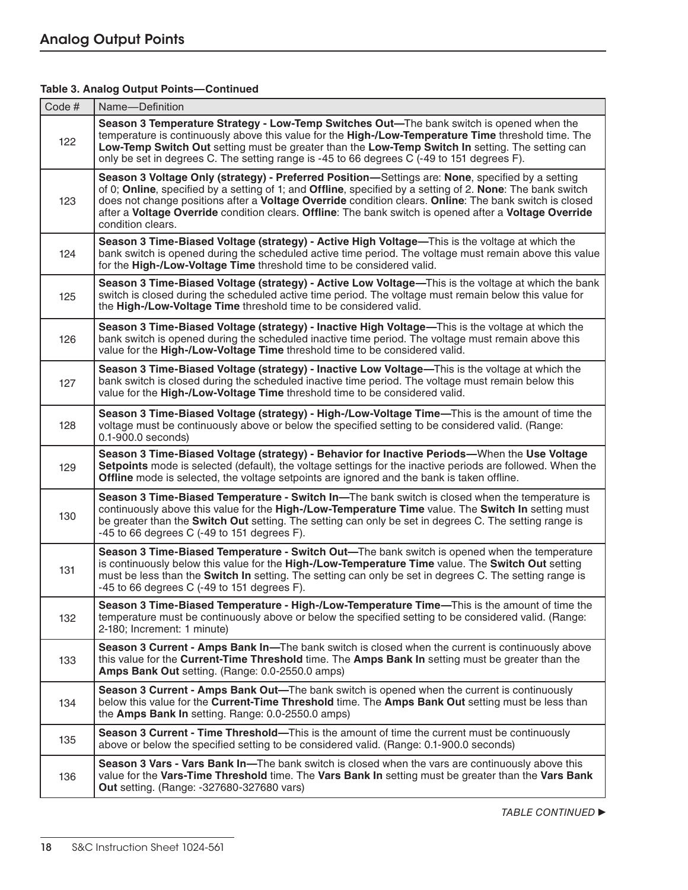## Analog Output Points

**Table 3. Analog Output Points—Continued**

| Code # | Name—Definition |
|---|---|
| 122 | **Season 3 Temperature Strategy - Low-Temp Switches Out—**The bank switch is opened when the temperature is continuously above this value for the **High-/Low-Temperature Time** threshold time. The **Low-Temp Switch Out** setting must be greater than the **Low-Temp Switch In** setting. The setting can only be set in degrees C. The setting range is -45 to 66 degrees C (-49 to 151 degrees F). |
| 123 | **Season 3 Voltage Only (strategy) - Preferred Position—**Settings are: **None**, specified by a setting of 0; **Online**, specified by a setting of 1; and **Offline**, specified by a setting of 2. **None**: The bank switch does not change positions after a **Voltage Override** condition clears. **Online**: The bank switch is closed after a **Voltage Override** condition clears. **Offline**: The bank switch is opened after a **Voltage Override** condition clears. |
| 124 | **Season 3 Time-Biased Voltage (strategy) - Active High Voltage—**This is the voltage at which the bank switch is opened during the scheduled active time period. The voltage must remain above this value for the **High-/Low-Voltage Time** threshold time to be considered valid. |
| 125 | **Season 3 Time-Biased Voltage (strategy) - Active Low Voltage—**This is the voltage at which the bank switch is closed during the scheduled active time period. The voltage must remain below this value for the **High-/Low-Voltage Time** threshold time to be considered valid. |
| 126 | **Season 3 Time-Biased Voltage (strategy) - Inactive High Voltage—**This is the voltage at which the bank switch is opened during the scheduled inactive time period. The voltage must remain above this value for the **High-/Low-Voltage Time** threshold time to be considered valid. |
| 127 | **Season 3 Time-Biased Voltage (strategy) - Inactive Low Voltage—**This is the voltage at which the bank switch is closed during the scheduled inactive time period. The voltage must remain below this value for the **High-/Low-Voltage Time** threshold time to be considered valid. |
| 128 | **Season 3 Time-Biased Voltage (strategy) - High-/Low-Voltage Time—**This is the amount of time the voltage must be continuously above or below the specified setting to be considered valid. (Range: 0.1-900.0 seconds) |
| 129 | **Season 3 Time-Biased Voltage (strategy) - Behavior for Inactive Periods—**When the **Use Voltage Setpoints** mode is selected (default), the voltage settings for the inactive periods are followed. When the **Offline** mode is selected, the voltage setpoints are ignored and the bank is taken offline. |
| 130 | **Season 3 Time-Biased Temperature - Switch In—**The bank switch is closed when the temperature is continuously above this value for the **High-/Low-Temperature Time** value. The **Switch In** setting must be greater than the **Switch Out** setting. The setting can only be set in degrees C. The setting range is -45 to 66 degrees C (-49 to 151 degrees F). |
| 131 | **Season 3 Time-Biased Temperature - Switch Out—**The bank switch is opened when the temperature is continuously below this value for the **High-/Low-Temperature Time** value. The **Switch Out** setting must be less than the **Switch In** setting. The setting can only be set in degrees C. The setting range is -45 to 66 degrees C (-49 to 151 degrees F). |
| 132 | **Season 3 Time-Biased Temperature - High-/Low-Temperature Time—**This is the amount of time the temperature must be continuously above or below the specified setting to be considered valid. (Range: 2-180; Increment: 1 minute) |
| 133 | **Season 3 Current - Amps Bank In—**The bank switch is closed when the current is continuously above this value for the **Current-Time Threshold** time. The **Amps Bank In** setting must be greater than the **Amps Bank Out** setting. (Range: 0.0-2550.0 amps) |
| 134 | **Season 3 Current - Amps Bank Out—**The bank switch is opened when the current is continuously below this value for the **Current-Time Threshold** time. The **Amps Bank Out** setting must be less than the **Amps Bank In** setting. Range: 0.0-2550.0 amps) |
| 135 | **Season 3 Current - Time Threshold—**This is the amount of time the current must be continuously above or below the specified setting to be considered valid. (Range: 0.1-900.0 seconds) |
| 136 | **Season 3 Vars - Vars Bank In—**The bank switch is closed when the vars are continuously above this value for the **Vars-Time Threshold** time. The **Vars Bank In** setting must be greater than the **Vars Bank Out** setting. (Range: -327680-327680 vars) |

*TABLE CONTINUED ►*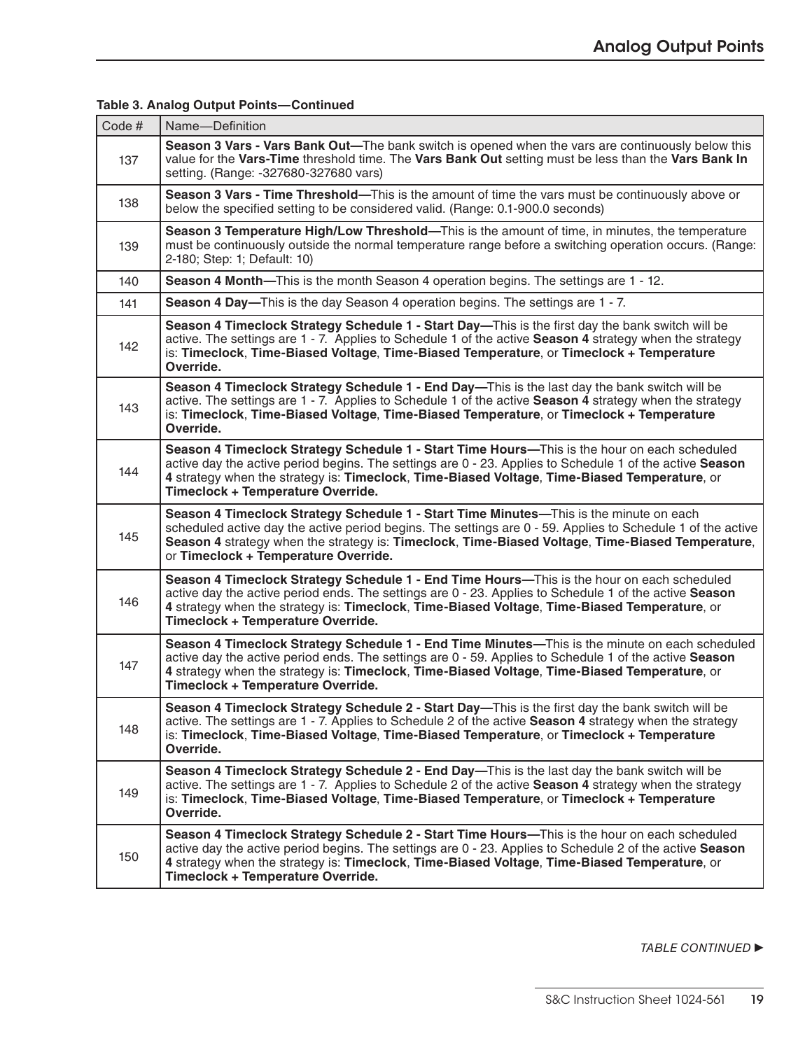**Table 3. Analog Output Points—Continued**

| Code # | Name—Definition |
|---|---|
| 137 | **Season 3 Vars - Vars Bank Out—**The bank switch is opened when the vars are continuously below this value for the **Vars-Time** threshold time. The **Vars Bank Out** setting must be less than the **Vars Bank In** setting. (Range: -327680-327680 vars) |
| 138 | **Season 3 Vars - Time Threshold—**This is the amount of time the vars must be continuously above or below the specified setting to be considered valid. (Range: 0.1-900.0 seconds) |
| 139 | **Season 3 Temperature High/Low Threshold—**This is the amount of time, in minutes, the temperature must be continuously outside the normal temperature range before a switching operation occurs. (Range: 2-180; Step: 1; Default: 10) |
| 140 | **Season 4 Month—**This is the month Season 4 operation begins. The settings are 1 - 12. |
| 141 | **Season 4 Day—**This is the day Season 4 operation begins. The settings are 1 - 7. |
| 142 | **Season 4 Timeclock Strategy Schedule 1 - Start Day—**This is the first day the bank switch will be active. The settings are 1 - 7. Applies to Schedule 1 of the active **Season 4** strategy when the strategy is: **Timeclock**, **Time-Biased Voltage**, **Time-Biased Temperature**, or **Timeclock + Temperature Override.** |
| 143 | **Season 4 Timeclock Strategy Schedule 1 - End Day—**This is the last day the bank switch will be active. The settings are 1 - 7. Applies to Schedule 1 of the active **Season 4** strategy when the strategy is: **Timeclock**, **Time-Biased Voltage**, **Time-Biased Temperature**, or **Timeclock + Temperature Override.** |
| 144 | **Season 4 Timeclock Strategy Schedule 1 - Start Time Hours—**This is the hour on each scheduled active day the active period begins. The settings are 0 - 23. Applies to Schedule 1 of the active **Season 4** strategy when the strategy is: **Timeclock**, **Time-Biased Voltage**, **Time-Biased Temperature**, or **Timeclock + Temperature Override.** |
| 145 | **Season 4 Timeclock Strategy Schedule 1 - Start Time Minutes—**This is the minute on each scheduled active day the active period begins. The settings are 0 - 59. Applies to Schedule 1 of the active **Season 4** strategy when the strategy is: **Timeclock**, **Time-Biased Voltage**, **Time-Biased Temperature**, or **Timeclock + Temperature Override.** |
| 146 | **Season 4 Timeclock Strategy Schedule 1 - End Time Hours—**This is the hour on each scheduled active day the active period ends. The settings are 0 - 23. Applies to Schedule 1 of the active **Season 4** strategy when the strategy is: **Timeclock**, **Time-Biased Voltage**, **Time-Biased Temperature**, or **Timeclock + Temperature Override.** |
| 147 | **Season 4 Timeclock Strategy Schedule 1 - End Time Minutes—**This is the minute on each scheduled active day the active period ends. The settings are 0 - 59. Applies to Schedule 1 of the active **Season 4** strategy when the strategy is: **Timeclock**, **Time-Biased Voltage**, **Time-Biased Temperature**, or **Timeclock + Temperature Override.** |
| 148 | **Season 4 Timeclock Strategy Schedule 2 - Start Day—**This is the first day the bank switch will be active. The settings are 1 - 7. Applies to Schedule 2 of the active **Season 4** strategy when the strategy is: **Timeclock**, **Time-Biased Voltage**, **Time-Biased Temperature**, or **Timeclock + Temperature Override.** |
| 149 | **Season 4 Timeclock Strategy Schedule 2 - End Day—**This is the last day the bank switch will be active. The settings are 1 - 7. Applies to Schedule 2 of the active **Season 4** strategy when the strategy is: **Timeclock**, **Time-Biased Voltage**, **Time-Biased Temperature**, or **Timeclock + Temperature Override.** |
| 150 | **Season 4 Timeclock Strategy Schedule 2 - Start Time Hours—**This is the hour on each scheduled active day the active period begins. The settings are 0 - 23. Applies to Schedule 2 of the active **Season 4** strategy when the strategy is: **Timeclock**, **Time-Biased Voltage**, **Time-Biased Temperature**, or **Timeclock + Temperature Override.** |

*TABLE CONTINUED* ►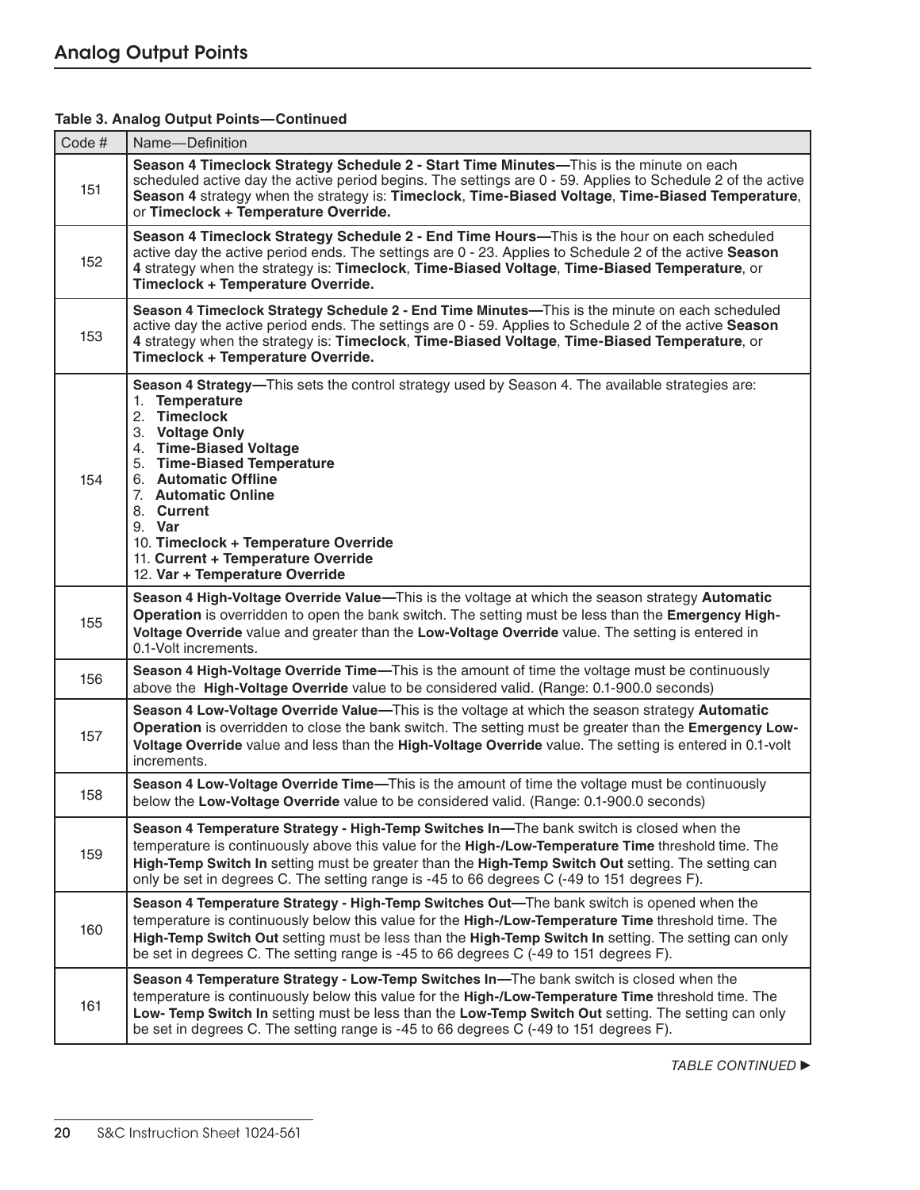## Analog Output Points

**Table 3. Analog Output Points—Continued**

| Code # | Name—Definition |
|---|---|
| 151 | **Season 4 Timeclock Strategy Schedule 2 - Start Time Minutes—**This is the minute on each scheduled active day the active period begins. The settings are 0 - 59. Applies to Schedule 2 of the active **Season 4** strategy when the strategy is: **Timeclock**, **Time-Biased Voltage**, **Time-Biased Temperature**, or **Timeclock + Temperature Override.** |
| 152 | **Season 4 Timeclock Strategy Schedule 2 - End Time Hours—**This is the hour on each scheduled active day the active period ends. The settings are 0 - 23. Applies to Schedule 2 of the active **Season 4** strategy when the strategy is: **Timeclock**, **Time-Biased Voltage**, **Time-Biased Temperature**, or **Timeclock + Temperature Override.** |
| 153 | **Season 4 Timeclock Strategy Schedule 2 - End Time Minutes—**This is the minute on each scheduled active day the active period ends. The settings are 0 - 59. Applies to Schedule 2 of the active **Season 4** strategy when the strategy is: **Timeclock**, **Time-Biased Voltage**, **Time-Biased Temperature**, or **Timeclock + Temperature Override.** |
| 154 | **Season 4 Strategy—**This sets the control strategy used by Season 4. The available strategies are:<br>1. **Temperature**<br>2. **Timeclock**<br>3. **Voltage Only**<br>4. **Time-Biased Voltage**<br>5. **Time-Biased Temperature**<br>6. **Automatic Offline**<br>7. **Automatic Online**<br>8. **Current**<br>9. **Var**<br>10. **Timeclock + Temperature Override**<br>11. **Current + Temperature Override**<br>12. **Var + Temperature Override** |
| 155 | **Season 4 High-Voltage Override Value—**This is the voltage at which the season strategy **Automatic Operation** is overridden to open the bank switch. The setting must be less than the **Emergency High-Voltage Override** value and greater than the **Low-Voltage Override** value. The setting is entered in 0.1-Volt increments. |
| 156 | **Season 4 High-Voltage Override Time—**This is the amount of time the voltage must be continuously above the **High-Voltage Override** value to be considered valid. (Range: 0.1-900.0 seconds) |
| 157 | **Season 4 Low-Voltage Override Value—**This is the voltage at which the season strategy **Automatic Operation** is overridden to close the bank switch. The setting must be greater than the **Emergency Low-Voltage Override** value and less than the **High-Voltage Override** value. The setting is entered in 0.1-volt increments. |
| 158 | **Season 4 Low-Voltage Override Time—**This is the amount of time the voltage must be continuously below the **Low-Voltage Override** value to be considered valid. (Range: 0.1-900.0 seconds) |
| 159 | **Season 4 Temperature Strategy - High-Temp Switches In—**The bank switch is closed when the temperature is continuously above this value for the **High-/Low-Temperature Time** threshold time. The **High-Temp Switch In** setting must be greater than the **High-Temp Switch Out** setting. The setting can only be set in degrees C. The setting range is -45 to 66 degrees C (-49 to 151 degrees F). |
| 160 | **Season 4 Temperature Strategy - High-Temp Switches Out—**The bank switch is opened when the temperature is continuously below this value for the **High-/Low-Temperature Time** threshold time. The **High-Temp Switch Out** setting must be less than the **High-Temp Switch In** setting. The setting can only be set in degrees C. The setting range is -45 to 66 degrees C (-49 to 151 degrees F). |
| 161 | **Season 4 Temperature Strategy - Low-Temp Switches In—**The bank switch is closed when the temperature is continuously below this value for the **High-/Low-Temperature Time** threshold time. The **Low- Temp Switch In** setting must be less than the **Low-Temp Switch Out** setting. The setting can only be set in degrees C. The setting range is -45 to 66 degrees C (-49 to 151 degrees F). |

*TABLE CONTINUED ►*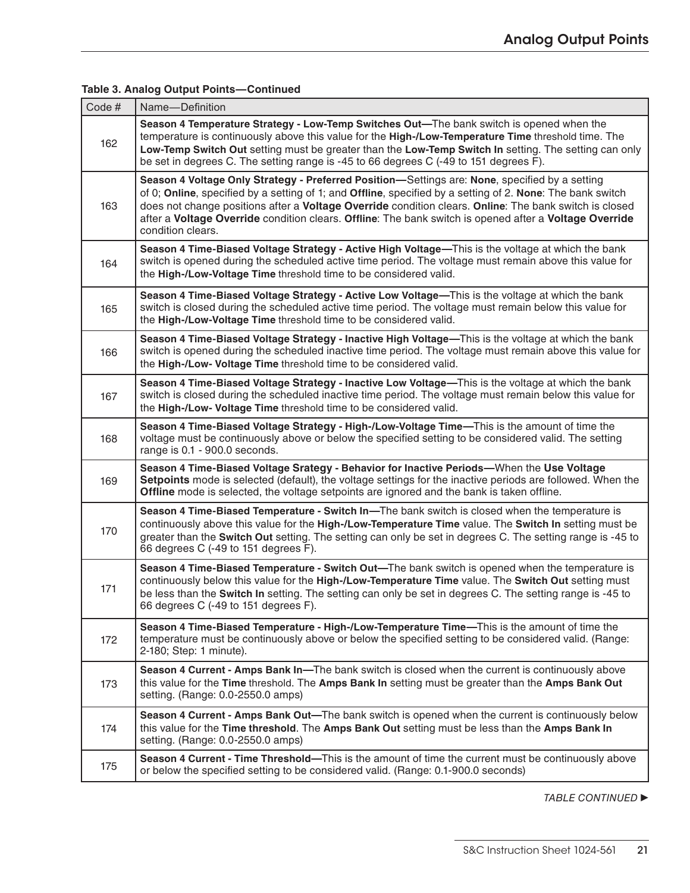## Analog Output Points

**Table 3. Analog Output Points—Continued**

| Code # | Name—Definition |
|---|---|
| 162 | **Season 4 Temperature Strategy - Low-Temp Switches Out—**The bank switch is opened when the temperature is continuously above this value for the **High-/Low-Temperature Time** threshold time. The **Low-Temp Switch Out** setting must be greater than the **Low-Temp Switch In** setting. The setting can only be set in degrees C. The setting range is -45 to 66 degrees C (-49 to 151 degrees F). |
| 163 | **Season 4 Voltage Only Strategy - Preferred Position—**Settings are: **None**, specified by a setting of 0; **Online**, specified by a setting of 1; and **Offline**, specified by a setting of 2. **None**: The bank switch does not change positions after a **Voltage Override** condition clears. **Online**: The bank switch is closed after a **Voltage Override** condition clears. **Offline**: The bank switch is opened after a **Voltage Override** condition clears. |
| 164 | **Season 4 Time-Biased Voltage Strategy - Active High Voltage—**This is the voltage at which the bank switch is opened during the scheduled active time period. The voltage must remain above this value for the **High-/Low-Voltage Time** threshold time to be considered valid. |
| 165 | **Season 4 Time-Biased Voltage Strategy - Active Low Voltage—**This is the voltage at which the bank switch is closed during the scheduled active time period. The voltage must remain below this value for the **High-/Low-Voltage Time** threshold time to be considered valid. |
| 166 | **Season 4 Time-Biased Voltage Strategy - Inactive High Voltage—**This is the voltage at which the bank switch is opened during the scheduled inactive time period. The voltage must remain above this value for the **High-/Low- Voltage Time** threshold time to be considered valid. |
| 167 | **Season 4 Time-Biased Voltage Strategy - Inactive Low Voltage—**This is the voltage at which the bank switch is closed during the scheduled inactive time period. The voltage must remain below this value for the **High-/Low- Voltage Time** threshold time to be considered valid. |
| 168 | **Season 4 Time-Biased Voltage Strategy - High-/Low-Voltage Time—**This is the amount of time the voltage must be continuously above or below the specified setting to be considered valid. The setting range is 0.1 - 900.0 seconds. |
| 169 | **Season 4 Time-Biased Voltage Srategy - Behavior for Inactive Periods—**When the **Use Voltage Setpoints** mode is selected (default), the voltage settings for the inactive periods are followed. When the **Offline** mode is selected, the voltage setpoints are ignored and the bank is taken offline. |
| 170 | **Season 4 Time-Biased Temperature - Switch In—**The bank switch is closed when the temperature is continuously above this value for the **High-/Low-Temperature Time** value. The **Switch In** setting must be greater than the **Switch Out** setting. The setting can only be set in degrees C. The setting range is -45 to 66 degrees C (-49 to 151 degrees F). |
| 171 | **Season 4 Time-Biased Temperature - Switch Out—**The bank switch is opened when the temperature is continuously below this value for the **High-/Low-Temperature Time** value. The **Switch Out** setting must be less than the **Switch In** setting. The setting can only be set in degrees C. The setting range is -45 to 66 degrees C (-49 to 151 degrees F). |
| 172 | **Season 4 Time-Biased Temperature - High-/Low-Temperature Time—**This is the amount of time the temperature must be continuously above or below the specified setting to be considered valid. (Range: 2-180; Step: 1 minute). |
| 173 | **Season 4 Current - Amps Bank In—**The bank switch is closed when the current is continuously above this value for the **Time** threshold. The **Amps Bank In** setting must be greater than the **Amps Bank Out** setting. (Range: 0.0-2550.0 amps) |
| 174 | **Season 4 Current - Amps Bank Out—**The bank switch is opened when the current is continuously below this value for the **Time threshold**. The **Amps Bank Out** setting must be less than the **Amps Bank In** setting. (Range: 0.0-2550.0 amps) |
| 175 | **Season 4 Current - Time Threshold—**This is the amount of time the current must be continuously above or below the specified setting to be considered valid. (Range: 0.1-900.0 seconds) |

*TABLE CONTINUED ►*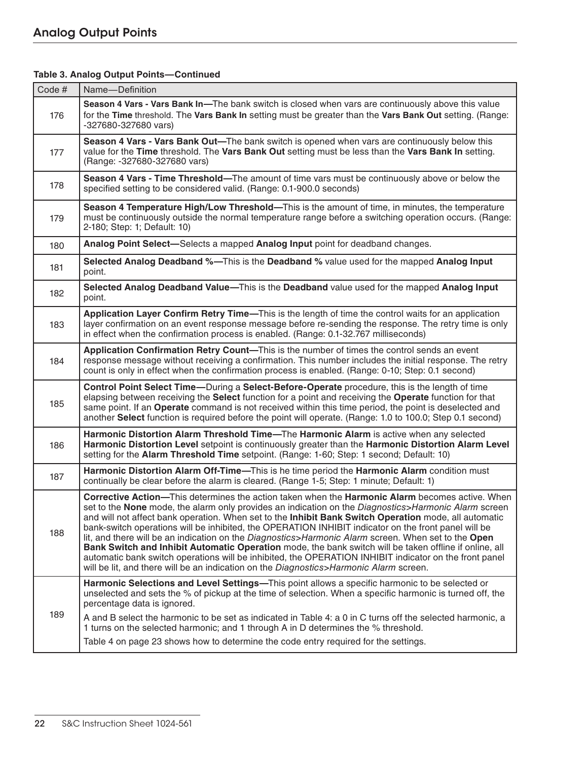## Analog Output Points

**Table 3. Analog Output Points—Continued**

| Code # | Name—Definition |
|---|---|
| 176 | **Season 4 Vars - Vars Bank In—**The bank switch is closed when vars are continuously above this value for the **Time** threshold. The **Vars Bank In** setting must be greater than the **Vars Bank Out** setting. (Range: -327680-327680 vars) |
| 177 | **Season 4 Vars - Vars Bank Out—**The bank switch is opened when vars are continuously below this value for the **Time** threshold. The **Vars Bank Out** setting must be less than the **Vars Bank In** setting. (Range: -327680-327680 vars) |
| 178 | **Season 4 Vars - Time Threshold—**The amount of time vars must be continuously above or below the specified setting to be considered valid. (Range: 0.1-900.0 seconds) |
| 179 | **Season 4 Temperature High/Low Threshold—**This is the amount of time, in minutes, the temperature must be continuously outside the normal temperature range before a switching operation occurs. (Range: 2-180; Step: 1; Default: 10) |
| 180 | **Analog Point Select—**Selects a mapped **Analog Input** point for deadband changes. |
| 181 | **Selected Analog Deadband %—**This is the **Deadband %** value used for the mapped **Analog Input** point. |
| 182 | **Selected Analog Deadband Value—**This is the **Deadband** value used for the mapped **Analog Input** point. |
| 183 | **Application Layer Confirm Retry Time—**This is the length of time the control waits for an application layer confirmation on an event response message before re-sending the response. The retry time is only in effect when the confirmation process is enabled. (Range: 0.1-32.767 milliseconds) |
| 184 | **Application Confirmation Retry Count—**This is the number of times the control sends an event response message without receiving a confirmation. This number includes the initial response. The retry count is only in effect when the confirmation process is enabled. (Range: 0-10; Step: 0.1 second) |
| 185 | **Control Point Select Time—**During a **Select-Before-Operate** procedure, this is the length of time elapsing between receiving the **Select** function for a point and receiving the **Operate** function for that same point. If an **Operate** command is not received within this time period, the point is deselected and another **Select** function is required before the point will operate. (Range: 1.0 to 100.0; Step 0.1 second) |
| 186 | **Harmonic Distortion Alarm Threshold Time—**The **Harmonic Alarm** is active when any selected **Harmonic Distortion Level** setpoint is continuously greater than the **Harmonic Distortion Alarm Level** setting for the **Alarm Threshold Time** setpoint. (Range: 1-60; Step: 1 second; Default: 10) |
| 187 | **Harmonic Distortion Alarm Off-Time—**This is he time period the **Harmonic Alarm** condition must continually be clear before the alarm is cleared. (Range 1-5; Step: 1 minute; Default: 1) |
| 188 | **Corrective Action—**This determines the action taken when the **Harmonic Alarm** becomes active. When set to the **None** mode, the alarm only provides an indication on the *Diagnostics>Harmonic Alarm* screen and will not affect bank operation. When set to the **Inhibit Bank Switch Operation** mode, all automatic bank-switch operations will be inhibited, the OPERATION INHIBIT indicator on the front panel will be lit, and there will be an indication on the *Diagnostics>Harmonic Alarm* screen. When set to the **Open Bank Switch and Inhibit Automatic Operation** mode, the bank switch will be taken offline if online, all automatic bank switch operations will be inhibited, the OPERATION INHIBIT indicator on the front panel will be lit, and there will be an indication on the *Diagnostics>Harmonic Alarm* screen. |
| 189 | **Harmonic Selections and Level Settings—**This point allows a specific harmonic to be selected or unselected and sets the % of pickup at the time of selection. When a specific harmonic is turned off, the percentage data is ignored.<br><br>A and B select the harmonic to be set as indicated in Table 4: a 0 in C turns off the selected harmonic, a 1 turns on the selected harmonic; and 1 through A in D determines the % threshold.<br><br>Table 4 on page 23 shows how to determine the code entry required for the settings. |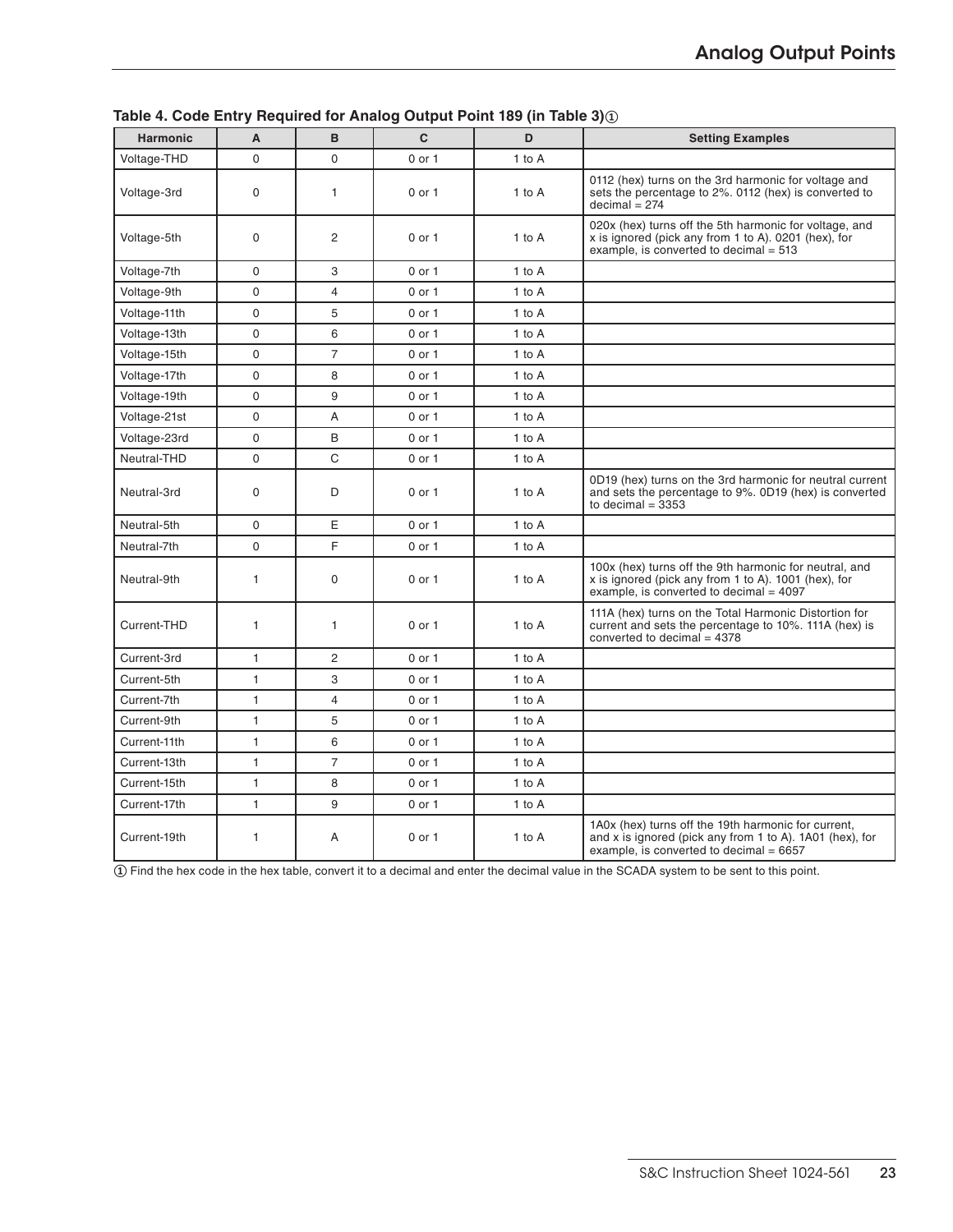**Table 4. Code Entry Required for Analog Output Point 189 (in Table 3)①**

| Harmonic | A | B | C | D | Setting Examples |
|---|---|---|---|---|---|
| Voltage-THD | 0 | 0 | 0 or 1 | 1 to A | |
| Voltage-3rd | 0 | 1 | 0 or 1 | 1 to A | 0112 (hex) turns on the 3rd harmonic for voltage and sets the percentage to 2%. 0112 (hex) is converted to decimal = 274 |
| Voltage-5th | 0 | 2 | 0 or 1 | 1 to A | 020x (hex) turns off the 5th harmonic for voltage, and x is ignored (pick any from 1 to A). 0201 (hex), for example, is converted to decimal = 513 |
| Voltage-7th | 0 | 3 | 0 or 1 | 1 to A | |
| Voltage-9th | 0 | 4 | 0 or 1 | 1 to A | |
| Voltage-11th | 0 | 5 | 0 or 1 | 1 to A | |
| Voltage-13th | 0 | 6 | 0 or 1 | 1 to A | |
| Voltage-15th | 0 | 7 | 0 or 1 | 1 to A | |
| Voltage-17th | 0 | 8 | 0 or 1 | 1 to A | |
| Voltage-19th | 0 | 9 | 0 or 1 | 1 to A | |
| Voltage-21st | 0 | A | 0 or 1 | 1 to A | |
| Voltage-23rd | 0 | B | 0 or 1 | 1 to A | |
| Neutral-THD | 0 | C | 0 or 1 | 1 to A | |
| Neutral-3rd | 0 | D | 0 or 1 | 1 to A | 0D19 (hex) turns on the 3rd harmonic for neutral current and sets the percentage to 9%. 0D19 (hex) is converted to decimal = 3353 |
| Neutral-5th | 0 | E | 0 or 1 | 1 to A | |
| Neutral-7th | 0 | F | 0 or 1 | 1 to A | |
| Neutral-9th | 1 | 0 | 0 or 1 | 1 to A | 100x (hex) turns off the 9th harmonic for neutral, and x is ignored (pick any from 1 to A). 1001 (hex), for example, is converted to decimal = 4097 |
| Current-THD | 1 | 1 | 0 or 1 | 1 to A | 111A (hex) turns on the Total Harmonic Distortion for current and sets the percentage to 10%. 111A (hex) is converted to decimal = 4378 |
| Current-3rd | 1 | 2 | 0 or 1 | 1 to A | |
| Current-5th | 1 | 3 | 0 or 1 | 1 to A | |
| Current-7th | 1 | 4 | 0 or 1 | 1 to A | |
| Current-9th | 1 | 5 | 0 or 1 | 1 to A | |
| Current-11th | 1 | 6 | 0 or 1 | 1 to A | |
| Current-13th | 1 | 7 | 0 or 1 | 1 to A | |
| Current-15th | 1 | 8 | 0 or 1 | 1 to A | |
| Current-17th | 1 | 9 | 0 or 1 | 1 to A | |
| Current-19th | 1 | A | 0 or 1 | 1 to A | 1A0x (hex) turns off the 19th harmonic for current, and x is ignored (pick any from 1 to A). 1A01 (hex), for example, is converted to decimal = 6657 |

① Find the hex code in the hex table, convert it to a decimal and enter the decimal value in the SCADA system to be sent to this point.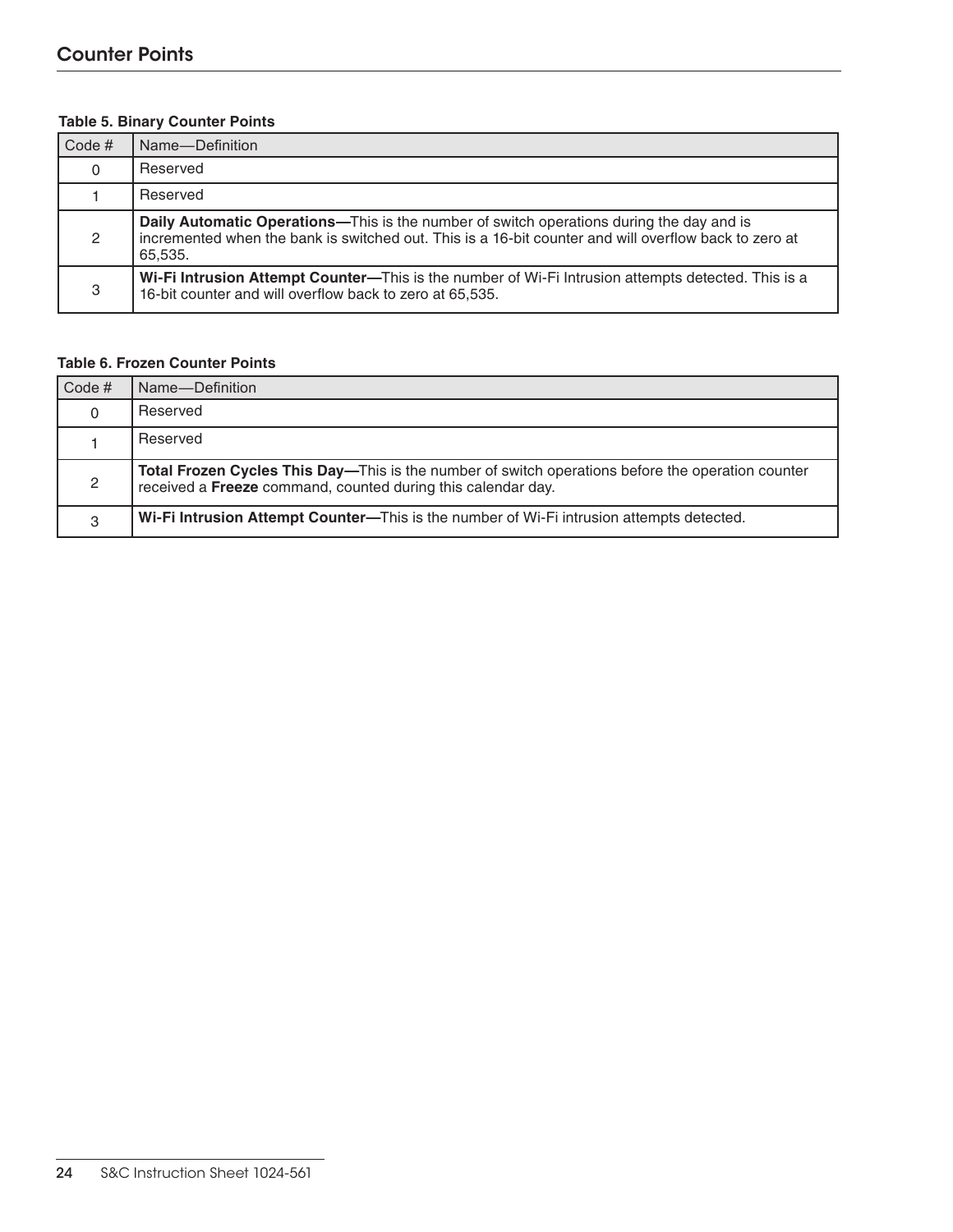## Counter Points

**Table 5. Binary Counter Points**

| Code # | Name—Definition |
|---|---|
| 0 | Reserved |
| 1 | Reserved |
| 2 | **Daily Automatic Operations—**This is the number of switch operations during the day and is incremented when the bank is switched out. This is a 16-bit counter and will overflow back to zero at 65,535. |
| 3 | **Wi-Fi Intrusion Attempt Counter—**This is the number of Wi-Fi Intrusion attempts detected. This is a 16-bit counter and will overflow back to zero at 65,535. |

**Table 6. Frozen Counter Points**

| Code # | Name—Definition |
|---|---|
| 0 | Reserved |
| 1 | Reserved |
| 2 | **Total Frozen Cycles This Day—**This is the number of switch operations before the operation counter received a **Freeze** command, counted during this calendar day. |
| 3 | **Wi-Fi Intrusion Attempt Counter—**This is the number of Wi-Fi intrusion attempts detected. |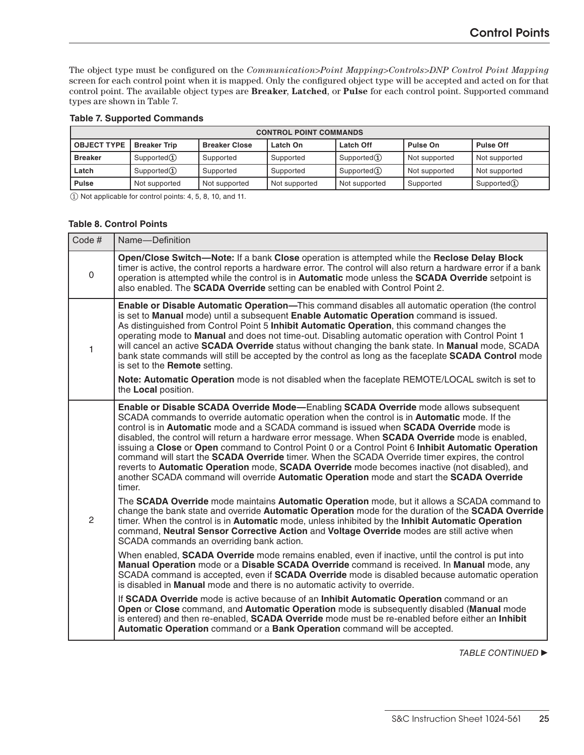The object type must be configured on the *Communication>Point Mapping>Controls>DNP Control Point Mapping* screen for each control point when it is mapped. Only the configured object type will be accepted and acted on for that control point. The available object types are **Breaker**, **Latched**, or **Pulse** for each control point. Supported command types are shown in Table 7.

**Table 7. Supported Commands**

| CONTROL POINT COMMANDS | | | | | | |
|---|---|---|---|---|---|---|
| **OBJECT TYPE** | **Breaker Trip** | **Breaker Close** | **Latch On** | **Latch Off** | **Pulse On** | **Pulse Off** |
| **Breaker** | Supported① | Supported | Supported | Supported① | Not supported | Not supported |
| **Latch** | Supported① | Supported | Supported | Supported① | Not supported | Not supported |
| **Pulse** | Not supported | Not supported | Not supported | Not supported | Supported | Supported① |

① Not applicable for control points: 4, 5, 8, 10, and 11.

**Table 8. Control Points**

| Code # | Name—Definition |
|---|---|
| 0 | **Open/Close Switch—Note:** If a bank **Close** operation is attempted while the **Reclose Delay Block** timer is active, the control reports a hardware error. The control will also return a hardware error if a bank operation is attempted while the control is in **Automatic** mode unless the **SCADA Override** setpoint is also enabled. The **SCADA Override** setting can be enabled with Control Point 2. |
| 1 | **Enable or Disable Automatic Operation—**This command disables all automatic operation (the control is set to **Manual** mode) until a subsequent **Enable Automatic Operation** command is issued. As distinguished from Control Point 5 **Inhibit Automatic Operation**, this command changes the operating mode to **Manual** and does not time-out. Disabling automatic operation with Control Point 1 will cancel an active **SCADA Override** status without changing the bank state. In **Manual** mode, SCADA bank state commands will still be accepted by the control as long as the faceplate **SCADA Control** mode is set to the **Remote** setting.<br><br>**Note: Automatic Operation** mode is not disabled when the faceplate REMOTE/LOCAL switch is set to the **Local** position. |
| 2 | **Enable or Disable SCADA Override Mode—**Enabling **SCADA Override** mode allows subsequent SCADA commands to override automatic operation when the control is in **Automatic** mode. If the control is in **Automatic** mode and a SCADA command is issued when **SCADA Override** mode is disabled, the control will return a hardware error message. When **SCADA Override** mode is enabled, issuing a **Close** or **Open** command to Control Point 0 or a Control Point 6 **Inhibit Automatic Operation** command will start the **SCADA Override** timer. When the SCADA Override timer expires, the control reverts to **Automatic Operation** mode, **SCADA Override** mode becomes inactive (not disabled), and another SCADA command will override **Automatic Operation** mode and start the **SCADA Override** timer.<br><br>The **SCADA Override** mode maintains **Automatic Operation** mode, but it allows a SCADA command to change the bank state and override **Automatic Operation** mode for the duration of the **SCADA Override** timer. When the control is in **Automatic** mode, unless inhibited by the **Inhibit Automatic Operation** command, **Neutral Sensor Corrective Action** and **Voltage Override** modes are still active when SCADA commands an overriding bank action.<br><br>When enabled, **SCADA Override** mode remains enabled, even if inactive, until the control is put into **Manual Operation** mode or a **Disable SCADA Override** command is received. In **Manual** mode, any SCADA command is accepted, even if **SCADA Override** mode is disabled because automatic operation is disabled in **Manual** mode and there is no automatic activity to override.<br><br>If **SCADA Override** mode is active because of an **Inhibit Automatic Operation** command or an **Open** or **Close** command, and **Automatic Operation** mode is subsequently disabled (**Manual** mode is entered) and then re-enabled, **SCADA Override** mode must be re-enabled before either an **Inhibit Automatic Operation** command or a **Bank Operation** command will be accepted. |

*TABLE CONTINUED ►*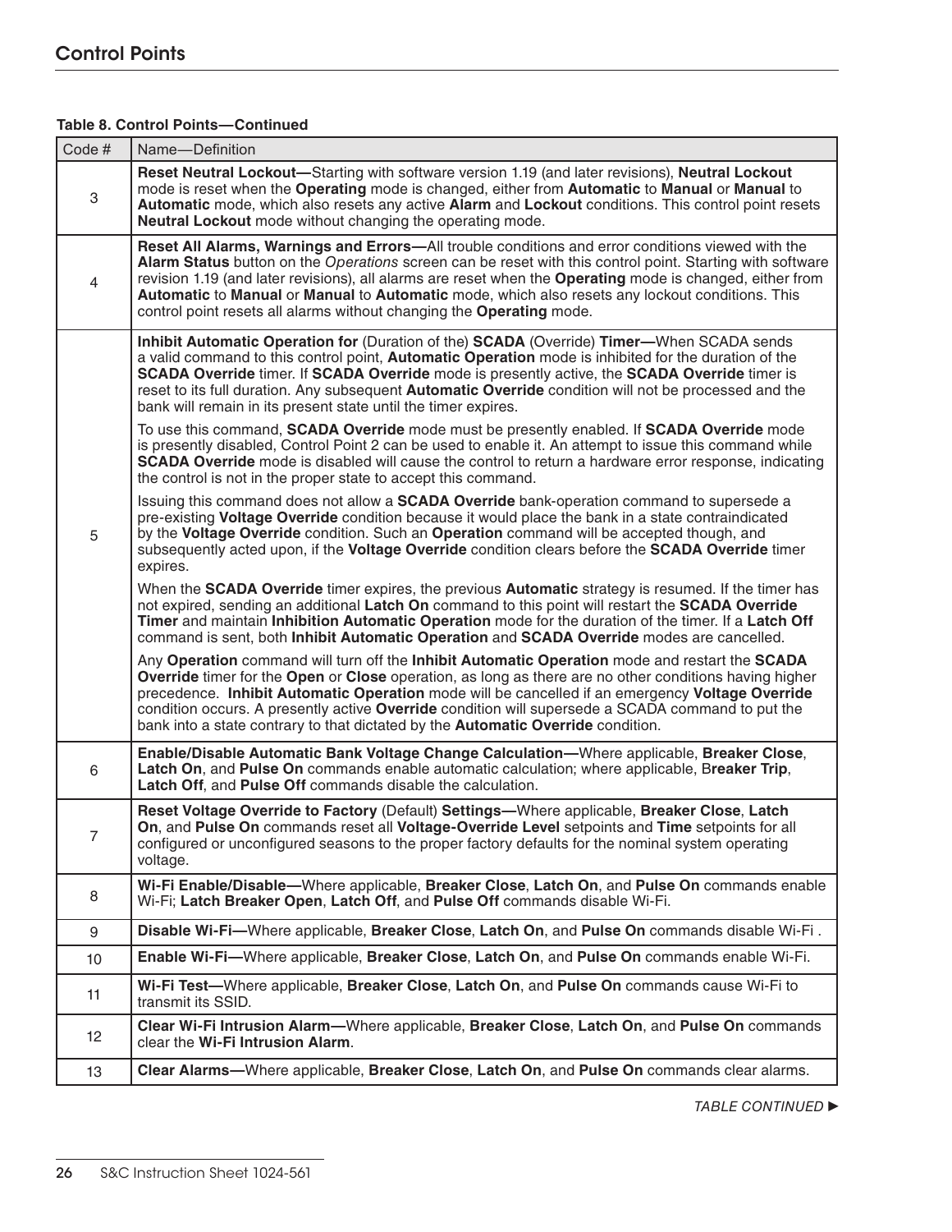## Control Points

**Table 8. Control Points—Continued**

| Code # | Name—Definition |
|---|---|
| 3 | **Reset Neutral Lockout—**Starting with software version 1.19 (and later revisions), **Neutral Lockout** mode is reset when the **Operating** mode is changed, either from **Automatic** to **Manual** or **Manual** to **Automatic** mode, which also resets any active **Alarm** and **Lockout** conditions. This control point resets **Neutral Lockout** mode without changing the operating mode. |
| 4 | **Reset All Alarms, Warnings and Errors—**All trouble conditions and error conditions viewed with the **Alarm Status** button on the *Operations* screen can be reset with this control point. Starting with software revision 1.19 (and later revisions), all alarms are reset when the **Operating** mode is changed, either from **Automatic** to **Manual** or **Manual** to **Automatic** mode, which also resets any lockout conditions. This control point resets all alarms without changing the **Operating** mode. |
| 5 | **Inhibit Automatic Operation for** (Duration of the) **SCADA** (Override) **Timer—**When SCADA sends a valid command to this control point, **Automatic Operation** mode is inhibited for the duration of the **SCADA Override** timer. If **SCADA Override** mode is presently active, the **SCADA Override** timer is reset to its full duration. Any subsequent **Automatic Override** condition will not be processed and the bank will remain in its present state until the timer expires.<br><br>To use this command, **SCADA Override** mode must be presently enabled. If **SCADA Override** mode is presently disabled, Control Point 2 can be used to enable it. An attempt to issue this command while **SCADA Override** mode is disabled will cause the control to return a hardware error response, indicating the control is not in the proper state to accept this command.<br><br>Issuing this command does not allow a **SCADA Override** bank-operation command to supersede a pre-existing **Voltage Override** condition because it would place the bank in a state contraindicated by the **Voltage Override** condition. Such an **Operation** command will be accepted though, and subsequently acted upon, if the **Voltage Override** condition clears before the **SCADA Override** timer expires.<br><br>When the **SCADA Override** timer expires, the previous **Automatic** strategy is resumed. If the timer has not expired, sending an additional **Latch On** command to this point will restart the **SCADA Override Timer** and maintain **Inhibition Automatic Operation** mode for the duration of the timer. If a **Latch Off** command is sent, both **Inhibit Automatic Operation** and **SCADA Override** modes are cancelled.<br><br>Any **Operation** command will turn off the **Inhibit Automatic Operation** mode and restart the **SCADA Override** timer for the **Open** or **Close** operation, as long as there are no other conditions having higher precedence. **Inhibit Automatic Operation** mode will be cancelled if an emergency **Voltage Override** condition occurs. A presently active **Override** condition will supersede a SCADA command to put the bank into a state contrary to that dictated by the **Automatic Override** condition. |
| 6 | **Enable/Disable Automatic Bank Voltage Change Calculation—**Where applicable, **Breaker Close**, **Latch On**, and **Pulse On** commands enable automatic calculation; where applicable, B**reaker Trip**, **Latch Off**, and **Pulse Off** commands disable the calculation. |
| 7 | **Reset Voltage Override to Factory** (Default) **Settings—**Where applicable, **Breaker Close**, **Latch On**, and **Pulse On** commands reset all **Voltage-Override Level** setpoints and **Time** setpoints for all configured or unconfigured seasons to the proper factory defaults for the nominal system operating voltage. |
| 8 | **Wi-Fi Enable/Disable—**Where applicable, **Breaker Close**, **Latch On**, and **Pulse On** commands enable Wi-Fi; **Latch Breaker Open**, **Latch Off**, and **Pulse Off** commands disable Wi-Fi. |
| 9 | **Disable Wi-Fi—**Where applicable, **Breaker Close**, **Latch On**, and **Pulse On** commands disable Wi-Fi . |
| 10 | **Enable Wi-Fi—**Where applicable, **Breaker Close**, **Latch On**, and **Pulse On** commands enable Wi-Fi. |
| 11 | **Wi-Fi Test—**Where applicable, **Breaker Close**, **Latch On**, and **Pulse On** commands cause Wi-Fi to transmit its SSID. |
| 12 | **Clear Wi-Fi Intrusion Alarm—**Where applicable, **Breaker Close**, **Latch On**, and **Pulse On** commands clear the **Wi-Fi Intrusion Alarm**. |
| 13 | **Clear Alarms—**Where applicable, **Breaker Close**, **Latch On**, and **Pulse On** commands clear alarms. |

*TABLE CONTINUED ►*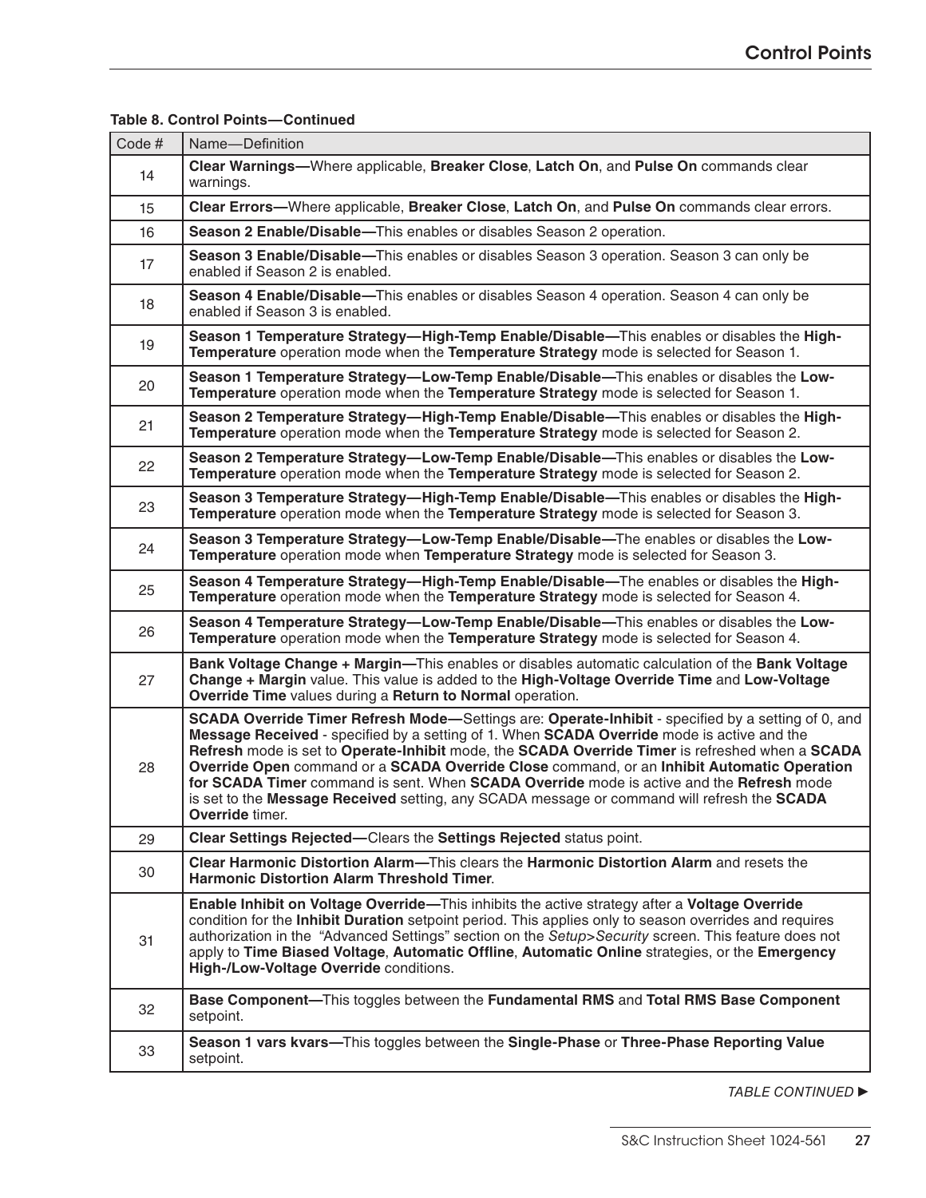**Table 8. Control Points—Continued**

| Code # | Name—Definition |
|---|---|
| 14 | **Clear Warnings—**Where applicable, **Breaker Close**, **Latch On**, and **Pulse On** commands clear warnings. |
| 15 | **Clear Errors—**Where applicable, **Breaker Close**, **Latch On**, and **Pulse On** commands clear errors. |
| 16 | **Season 2 Enable/Disable—**This enables or disables Season 2 operation. |
| 17 | **Season 3 Enable/Disable—**This enables or disables Season 3 operation. Season 3 can only be enabled if Season 2 is enabled. |
| 18 | **Season 4 Enable/Disable—**This enables or disables Season 4 operation. Season 4 can only be enabled if Season 3 is enabled. |
| 19 | **Season 1 Temperature Strategy—High-Temp Enable/Disable—**This enables or disables the **High-Temperature** operation mode when the **Temperature Strategy** mode is selected for Season 1. |
| 20 | **Season 1 Temperature Strategy—Low-Temp Enable/Disable—**This enables or disables the **Low-Temperature** operation mode when the **Temperature Strategy** mode is selected for Season 1. |
| 21 | **Season 2 Temperature Strategy—High-Temp Enable/Disable—**This enables or disables the **High-Temperature** operation mode when the **Temperature Strategy** mode is selected for Season 2. |
| 22 | **Season 2 Temperature Strategy—Low-Temp Enable/Disable—**This enables or disables the **Low-Temperature** operation mode when the **Temperature Strategy** mode is selected for Season 2. |
| 23 | **Season 3 Temperature Strategy—High-Temp Enable/Disable—**This enables or disables the **High-Temperature** operation mode when the **Temperature Strategy** mode is selected for Season 3. |
| 24 | **Season 3 Temperature Strategy—Low-Temp Enable/Disable—**The enables or disables the **Low-Temperature** operation mode when **Temperature Strategy** mode is selected for Season 3. |
| 25 | **Season 4 Temperature Strategy—High-Temp Enable/Disable—**The enables or disables the **High-Temperature** operation mode when the **Temperature Strategy** mode is selected for Season 4. |
| 26 | **Season 4 Temperature Strategy—Low-Temp Enable/Disable—**This enables or disables the **Low-Temperature** operation mode when the **Temperature Strategy** mode is selected for Season 4. |
| 27 | **Bank Voltage Change + Margin—**This enables or disables automatic calculation of the **Bank Voltage Change + Margin** value. This value is added to the **High-Voltage Override Time** and **Low-Voltage Override Time** values during a **Return to Normal** operation. |
| 28 | **SCADA Override Timer Refresh Mode—**Settings are: **Operate-Inhibit** - specified by a setting of 0, and **Message Received** - specified by a setting of 1. When **SCADA Override** mode is active and the **Refresh** mode is set to **Operate-Inhibit** mode, the **SCADA Override Timer** is refreshed when a **SCADA Override Open** command or a **SCADA Override Close** command, or an **Inhibit Automatic Operation for SCADA Timer** command is sent. When **SCADA Override** mode is active and the **Refresh** mode is set to the **Message Received** setting, any SCADA message or command will refresh the **SCADA Override** timer. |
| 29 | **Clear Settings Rejected—**Clears the **Settings Rejected** status point. |
| 30 | **Clear Harmonic Distortion Alarm—**This clears the **Harmonic Distortion Alarm** and resets the **Harmonic Distortion Alarm Threshold Timer**. |
| 31 | **Enable Inhibit on Voltage Override—**This inhibits the active strategy after a **Voltage Override** condition for the **Inhibit Duration** setpoint period. This applies only to season overrides and requires authorization in the "Advanced Settings" section on the *Setup>Security* screen. This feature does not apply to **Time Biased Voltage**, **Automatic Offline**, **Automatic Online** strategies, or the **Emergency High-/Low-Voltage Override** conditions. |
| 32 | **Base Component—**This toggles between the **Fundamental RMS** and **Total RMS Base Component** setpoint. |
| 33 | **Season 1 vars kvars—**This toggles between the **Single-Phase** or **Three-Phase Reporting Value** setpoint. |

*TABLE CONTINUED ►*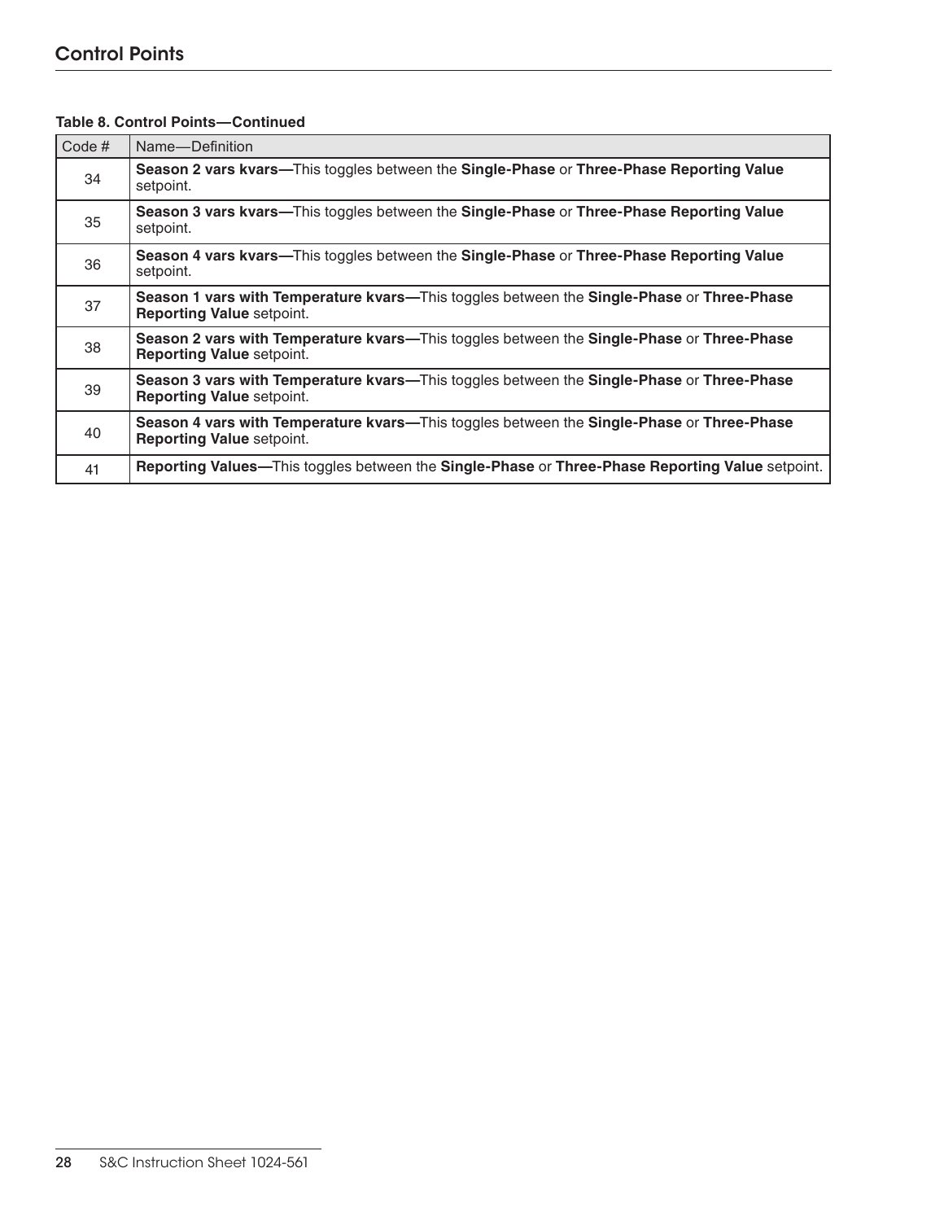## Control Points

**Table 8. Control Points—Continued**

| Code # | Name—Definition |
|---|---|
| 34 | **Season 2 vars kvars—**This toggles between the **Single-Phase** or **Three-Phase Reporting Value** setpoint. |
| 35 | **Season 3 vars kvars—**This toggles between the **Single-Phase** or **Three-Phase Reporting Value** setpoint. |
| 36 | **Season 4 vars kvars—**This toggles between the **Single-Phase** or **Three-Phase Reporting Value** setpoint. |
| 37 | **Season 1 vars with Temperature kvars—**This toggles between the **Single-Phase** or **Three-Phase Reporting Value** setpoint. |
| 38 | **Season 2 vars with Temperature kvars—**This toggles between the **Single-Phase** or **Three-Phase Reporting Value** setpoint. |
| 39 | **Season 3 vars with Temperature kvars—**This toggles between the **Single-Phase** or **Three-Phase Reporting Value** setpoint. |
| 40 | **Season 4 vars with Temperature kvars—**This toggles between the **Single-Phase** or **Three-Phase Reporting Value** setpoint. |
| 41 | **Reporting Values—**This toggles between the **Single-Phase** or **Three-Phase Reporting Value** setpoint. |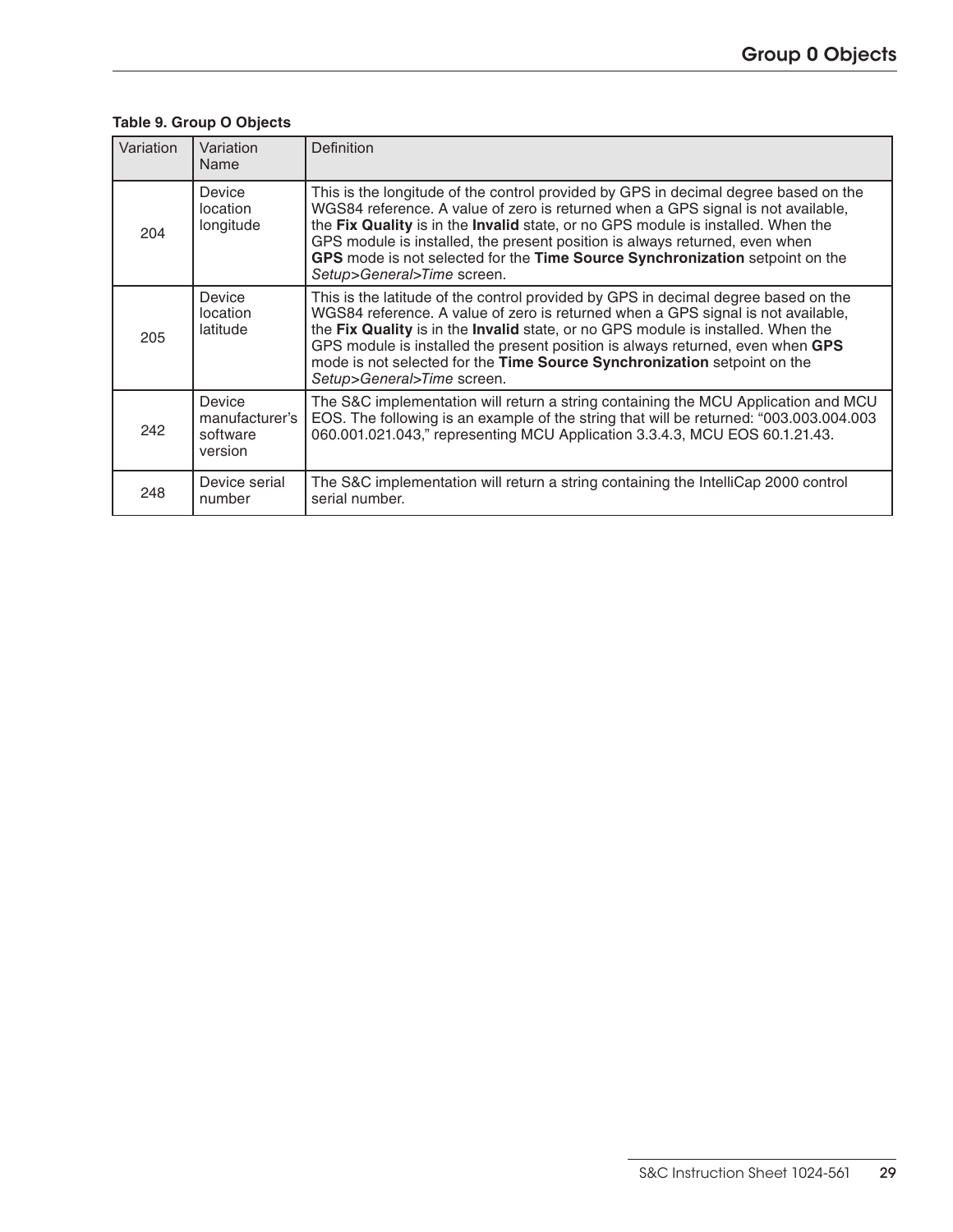**Table 9. Group O Objects**

| Variation | Variation Name | Definition |
|---|---|---|
| 204 | Device location longitude | This is the longitude of the control provided by GPS in decimal degree based on the WGS84 reference. A value of zero is returned when a GPS signal is not available, the **Fix Quality** is in the **Invalid** state, or no GPS module is installed. When the GPS module is installed, the present position is always returned, even when **GPS** mode is not selected for the **Time Source Synchronization** setpoint on the *Setup*>*General*>*Time* screen. |
| 205 | Device location latitude | This is the latitude of the control provided by GPS in decimal degree based on the WGS84 reference. A value of zero is returned when a GPS signal is not available, the **Fix Quality** is in the **Invalid** state, or no GPS module is installed. When the GPS module is installed the present position is always returned, even when **GPS** mode is not selected for the **Time Source Synchronization** setpoint on the *Setup*>*General*>*Time* screen. |
| 242 | Device manufacturer's software version | The S&C implementation will return a string containing the MCU Application and MCU EOS. The following is an example of the string that will be returned: "003.003.004.003 060.001.021.043," representing MCU Application 3.3.4.3, MCU EOS 60.1.21.43. |
| 248 | Device serial number | The S&C implementation will return a string containing the IntelliCap 2000 control serial number. |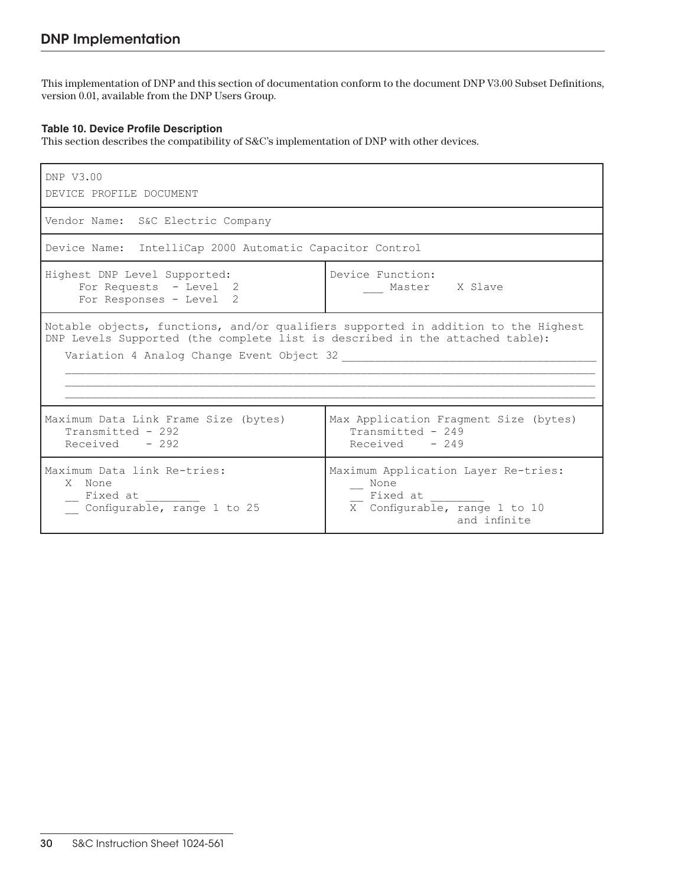## DNP Implementation

This implementation of DNP and this section of documentation conform to the document DNP V3.00 Subset Definitions, version 0.01, available from the DNP Users Group.

**Table 10. Device Profile Description**

This section describes the compatibility of S&C's implementation of DNP with other devices.

| | |
|---|---|
| DNP V3.00<br>DEVICE PROFILE DOCUMENT | |
| Vendor Name: S&C Electric Company | |
| Device Name: IntelliCap 2000 Automatic Capacitor Control | |
| Highest DNP Level Supported:<br>For Requests - Level 2<br>For Responses - Level 2 | Device Function:<br>___ Master X Slave |
| Notable objects, functions, and/or qualifiers supported in addition to the Highest DNP Levels Supported (the complete list is described in the attached table):<br>Variation 4 Analog Change Event Object 32 | |
| Maximum Data Link Frame Size (bytes)<br>Transmitted - 292<br>Received - 292 | Max Application Fragment Size (bytes)<br>Transmitted - 249<br>Received - 249 |
| Maximum Data link Re-tries:<br>X None<br>__ Fixed at ________<br>__ Configurable, range 1 to 25 | Maximum Application Layer Re-tries:<br>__ None<br>__ Fixed at ________<br>X Configurable, range 1 to 10 and infinite |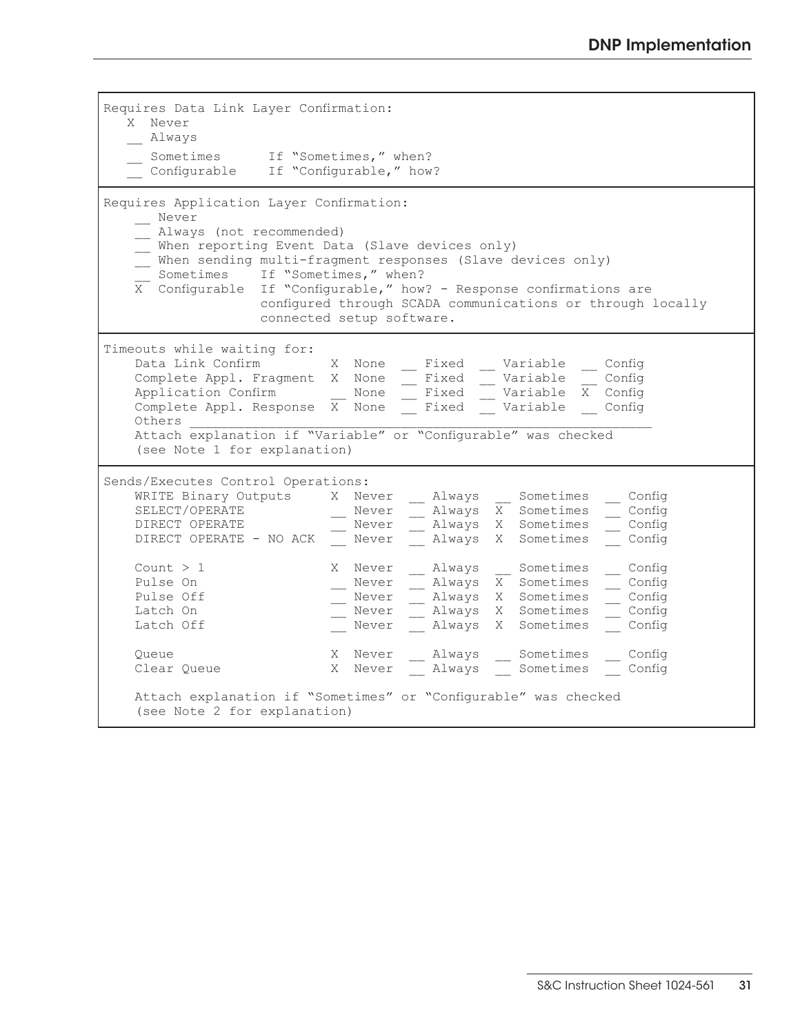```
Requires Data Link Layer Confirmation:
   X  Never
   __ Always
   __ Sometimes      If "Sometimes," when?
   __ Configurable   If "Configurable," how?
```

```
Requires Application Layer Confirmation:
    __ Never
    __ Always (not recommended)
    __ When reporting Event Data (Slave devices only)
    __ When sending multi-fragment responses (Slave devices only)
    __ Sometimes    If "Sometimes," when?
    X  Configurable  If "Configurable," how? - Response confirmations are
                     configured through SCADA communications or through locally
                     connected setup software.
```

```
Timeouts while waiting for:
    Data Link Confirm         X  None   __ Fixed   __ Variable   __ Config
    Complete Appl. Fragment   X  None   __ Fixed   __ Variable   __ Config
    Application Confirm       __ None   __ Fixed   __ Variable   X  Config
    Complete Appl. Response   X  None   __ Fixed   __ Variable   __ Config
    Others ___________________________________________________________
    Attach explanation if "Variable" or "Configurable" was checked
    (see Note 1 for explanation)
```

```
Sends/Executes Control Operations:
    WRITE Binary Outputs     X  Never   __ Always   __ Sometimes   __ Config
    SELECT/OPERATE           __ Never   __ Always   X  Sometimes   __ Config
    DIRECT OPERATE           __ Never   __ Always   X  Sometimes   __ Config
    DIRECT OPERATE - NO ACK  __ Never   __ Always   X  Sometimes   __ Config

    Count > 1                X  Never   __ Always   __ Sometimes   __ Config
    Pulse On                 __ Never   __ Always   X  Sometimes   __ Config
    Pulse Off                __ Never   __ Always   X  Sometimes   __ Config
    Latch On                 __ Never   __ Always   X  Sometimes   __ Config
    Latch Off                __ Never   __ Always   X  Sometimes   __ Config

    Queue                    X  Never   __ Always   __ Sometimes   __ Config
    Clear Queue              X  Never   __ Always   __ Sometimes   __ Config

    Attach explanation if "Sometimes" or "Configurable" was checked
    (see Note 2 for explanation)
```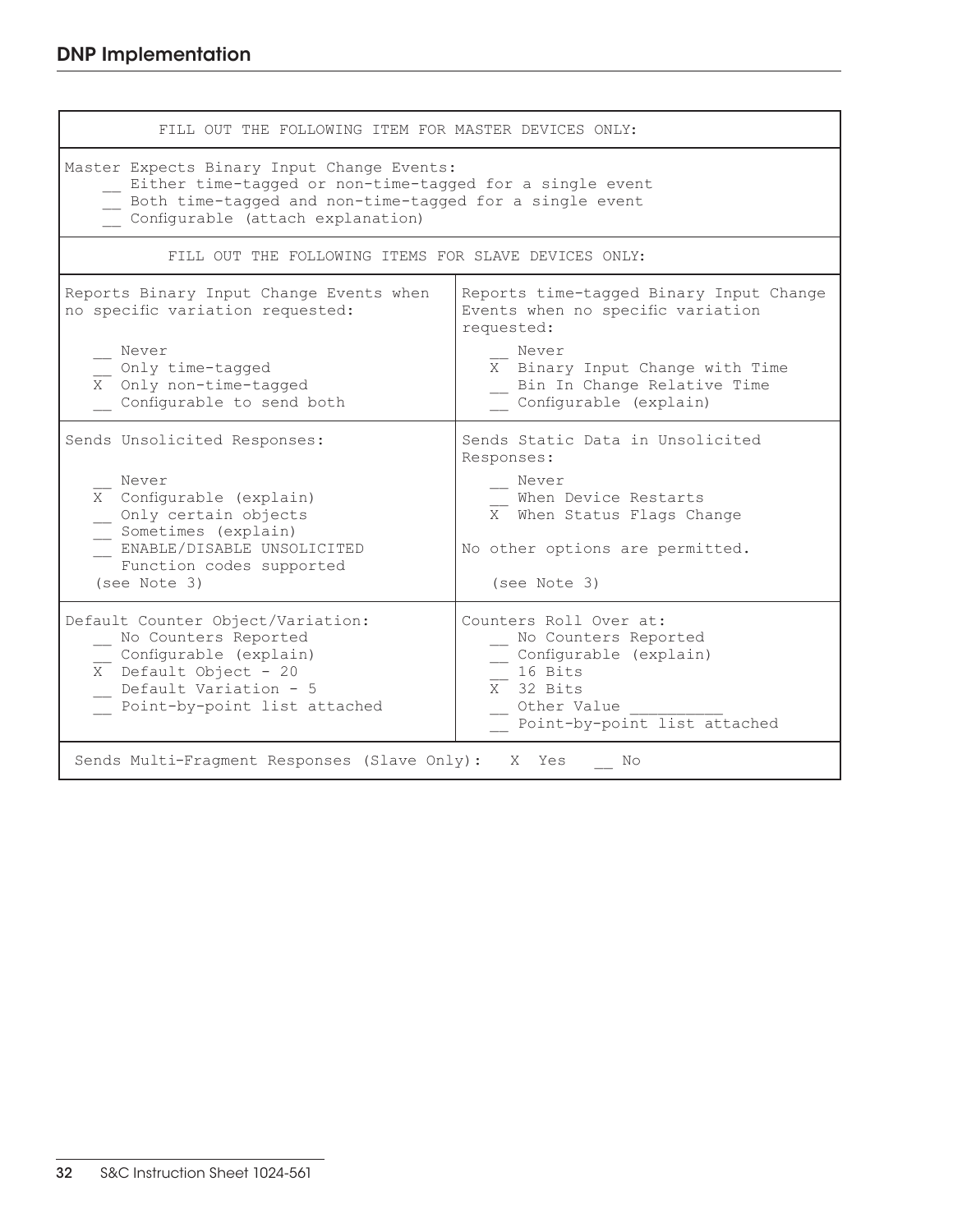## DNP Implementation

| FILL OUT THE FOLLOWING ITEM FOR MASTER DEVICES ONLY: | |
|---|---|
| Master Expects Binary Input Change Events:<br>__ Either time-tagged or non-time-tagged for a single event<br>__ Both time-tagged and non-time-tagged for a single event<br>__ Configurable (attach explanation) | |
| FILL OUT THE FOLLOWING ITEMS FOR SLAVE DEVICES ONLY: | |
| Reports Binary Input Change Events when no specific variation requested:<br>__ Never<br>__ Only time-tagged<br>X Only non-time-tagged<br>__ Configurable to send both | Reports time-tagged Binary Input Change Events when no specific variation requested:<br>__ Never<br>X Binary Input Change with Time<br>__ Bin In Change Relative Time<br>__ Configurable (explain) |
| Sends Unsolicited Responses:<br>__ Never<br>X Configurable (explain)<br>__ Only certain objects<br>__ Sometimes (explain)<br>__ ENABLE/DISABLE UNSOLICITED Function codes supported<br>(see Note 3) | Sends Static Data in Unsolicited Responses:<br>__ Never<br>__ When Device Restarts<br>X When Status Flags Change<br><br>No other options are permitted.<br><br>(see Note 3) |
| Default Counter Object/Variation:<br>__ No Counters Reported<br>__ Configurable (explain)<br>X Default Object - 20<br>__ Default Variation - 5<br>__ Point-by-point list attached | Counters Roll Over at:<br>__ No Counters Reported<br>__ Configurable (explain)<br>__ 16 Bits<br>X 32 Bits<br>__ Other Value __________<br>__ Point-by-point list attached |
| Sends Multi-Fragment Responses (Slave Only): X Yes __ No | |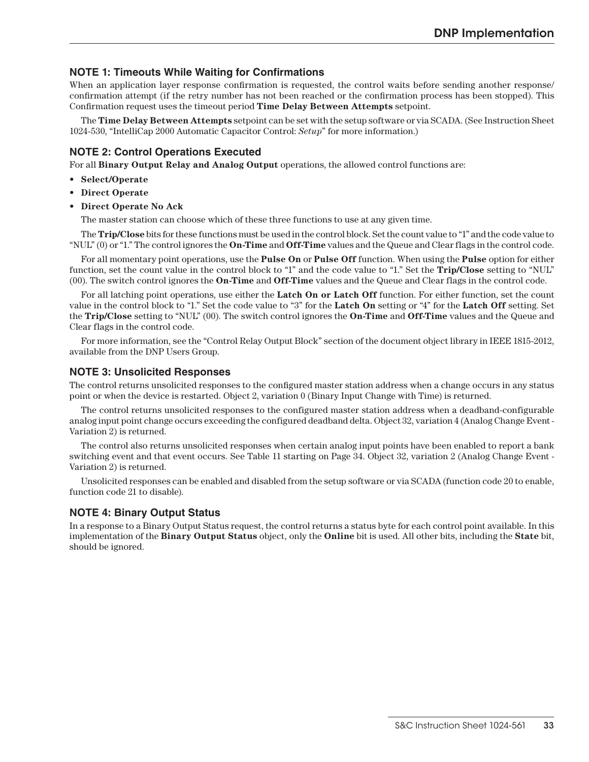## NOTE 1: Timeouts While Waiting for Confirmations

When an application layer response confirmation is requested, the control waits before sending another response/confirmation attempt (if the retry number has not been reached or the confirmation process has been stopped). This Confirmation request uses the timeout period **Time Delay Between Attempts** setpoint.

The **Time Delay Between Attempts** setpoint can be set with the setup software or via SCADA. (See Instruction Sheet 1024-530, "IntelliCap 2000 Automatic Capacitor Control: *Setup*" for more information.)

## NOTE 2: Control Operations Executed

For all **Binary Output Relay and Analog Output** operations, the allowed control functions are:

- **Select/Operate**
- **Direct Operate**
- **Direct Operate No Ack**

The master station can choose which of these three functions to use at any given time.

The **Trip/Close** bits for these functions must be used in the control block. Set the count value to "1" and the code value to "NUL" (0) or "1." The control ignores the **On-Time** and **Off-Time** values and the Queue and Clear flags in the control code.

For all momentary point operations, use the **Pulse On** or **Pulse Off** function. When using the **Pulse** option for either function, set the count value in the control block to "1" and the code value to "1." Set the **Trip/Close** setting to "NUL" (00). The switch control ignores the **On-Time** and **Off-Time** values and the Queue and Clear flags in the control code.

For all latching point operations, use either the **Latch On or Latch Off** function. For either function, set the count value in the control block to "1." Set the code value to "3" for the **Latch On** setting or "4" for the **Latch Off** setting. Set the **Trip/Close** setting to "NUL" (00). The switch control ignores the **On-Time** and **Off-Time** values and the Queue and Clear flags in the control code.

For more information, see the "Control Relay Output Block" section of the document object library in IEEE 1815-2012, available from the DNP Users Group.

## NOTE 3: Unsolicited Responses

The control returns unsolicited responses to the configured master station address when a change occurs in any status point or when the device is restarted. Object 2, variation 0 (Binary Input Change with Time) is returned.

The control returns unsolicited responses to the configured master station address when a deadband-configurable analog input point change occurs exceeding the configured deadband delta. Object 32, variation 4 (Analog Change Event - Variation 2) is returned.

The control also returns unsolicited responses when certain analog input points have been enabled to report a bank switching event and that event occurs. See Table 11 starting on Page 34. Object 32, variation 2 (Analog Change Event - Variation 2) is returned.

Unsolicited responses can be enabled and disabled from the setup software or via SCADA (function code 20 to enable, function code 21 to disable).

## NOTE 4: Binary Output Status

In a response to a Binary Output Status request, the control returns a status byte for each control point available. In this implementation of the **Binary Output Status** object, only the **Online** bit is used. All other bits, including the **State** bit, should be ignored.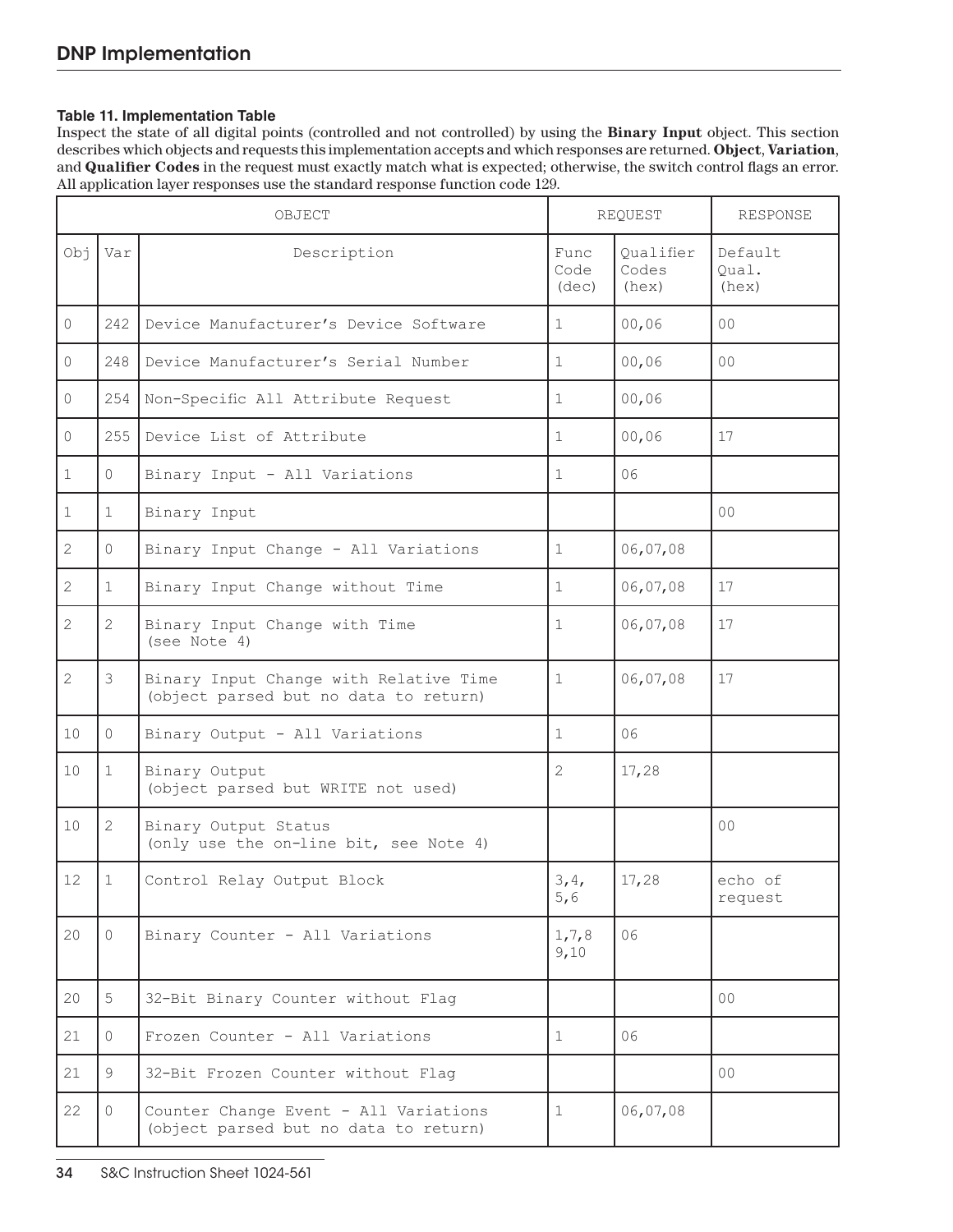## DNP Implementation

**Table 11. Implementation Table**

Inspect the state of all digital points (controlled and not controlled) by using the **Binary Input** object. This section describes which objects and requests this implementation accepts and which responses are returned. **Object**, **Variation**, and **Qualifier Codes** in the request must exactly match what is expected; otherwise, the switch control flags an error. All application layer responses use the standard response function code 129.

| OBJECT | | | REQUEST | | RESPONSE |
|---|---|---|---|---|---|
| Obj | Var | Description | Func Code (dec) | Qualifier Codes (hex) | Default Qual. (hex) |
| 0 | 242 | Device Manufacturer's Device Software | 1 | 00,06 | 00 |
| 0 | 248 | Device Manufacturer's Serial Number | 1 | 00,06 | 00 |
| 0 | 254 | Non-Specific All Attribute Request | 1 | 00,06 | |
| 0 | 255 | Device List of Attribute | 1 | 00,06 | 17 |
| 1 | 0 | Binary Input - All Variations | 1 | 06 | |
| 1 | 1 | Binary Input | | | 00 |
| 2 | 0 | Binary Input Change - All Variations | 1 | 06,07,08 | |
| 2 | 1 | Binary Input Change without Time | 1 | 06,07,08 | 17 |
| 2 | 2 | Binary Input Change with Time (see Note 4) | 1 | 06,07,08 | 17 |
| 2 | 3 | Binary Input Change with Relative Time (object parsed but no data to return) | 1 | 06,07,08 | 17 |
| 10 | 0 | Binary Output - All Variations | 1 | 06 | |
| 10 | 1 | Binary Output (object parsed but WRITE not used) | 2 | 17,28 | |
| 10 | 2 | Binary Output Status (only use the on-line bit, see Note 4) | | | 00 |
| 12 | 1 | Control Relay Output Block | 3,4, 5,6 | 17,28 | echo of request |
| 20 | 0 | Binary Counter - All Variations | 1,7,8 9,10 | 06 | |
| 20 | 5 | 32-Bit Binary Counter without Flag | | | 00 |
| 21 | 0 | Frozen Counter - All Variations | 1 | 06 | |
| 21 | 9 | 32-Bit Frozen Counter without Flag | | | 00 |
| 22 | 0 | Counter Change Event - All Variations (object parsed but no data to return) | 1 | 06,07,08 | |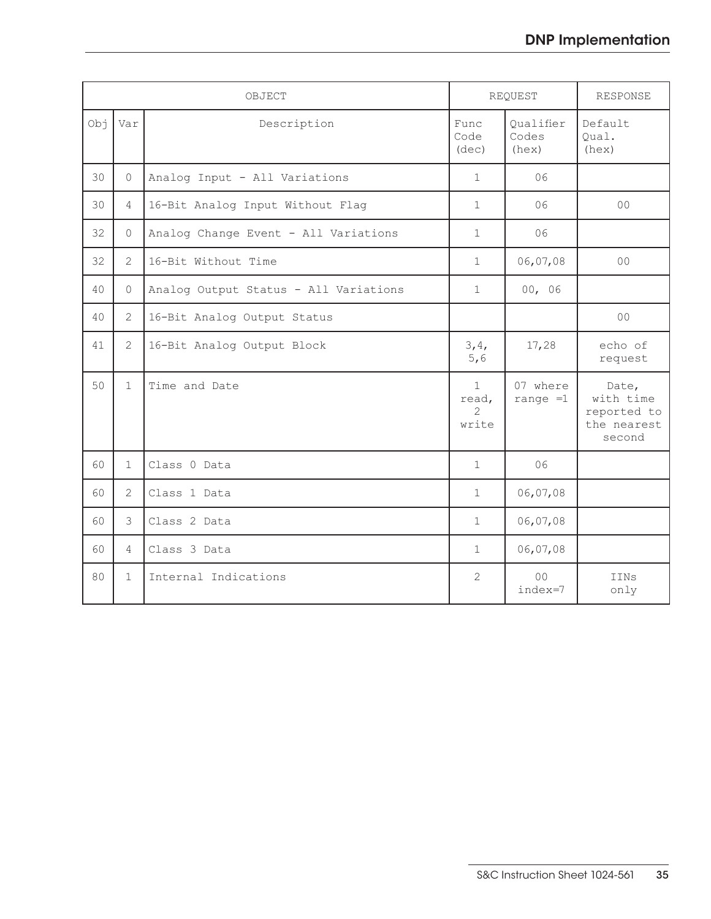| OBJECT | | | REQUEST | | RESPONSE |
|---|---|---|---|---|---|
| Obj | Var | Description | Func Code (dec) | Qualifier Codes (hex) | Default Qual. (hex) |
| 30 | 0 | Analog Input - All Variations | 1 | 06 | |
| 30 | 4 | 16-Bit Analog Input Without Flag | 1 | 06 | 00 |
| 32 | 0 | Analog Change Event - All Variations | 1 | 06 | |
| 32 | 2 | 16-Bit Without Time | 1 | 06,07,08 | 00 |
| 40 | 0 | Analog Output Status - All Variations | 1 | 00, 06 | |
| 40 | 2 | 16-Bit Analog Output Status | | | 00 |
| 41 | 2 | 16-Bit Analog Output Block | 3,4, 5,6 | 17,28 | echo of request |
| 50 | 1 | Time and Date | 1 read, 2 write | 07 where range =1 | Date, with time reported to the nearest second |
| 60 | 1 | Class 0 Data | 1 | 06 | |
| 60 | 2 | Class 1 Data | 1 | 06,07,08 | |
| 60 | 3 | Class 2 Data | 1 | 06,07,08 | |
| 60 | 4 | Class 3 Data | 1 | 06,07,08 | |
| 80 | 1 | Internal Indications | 2 | 00 index=7 | IINs only |